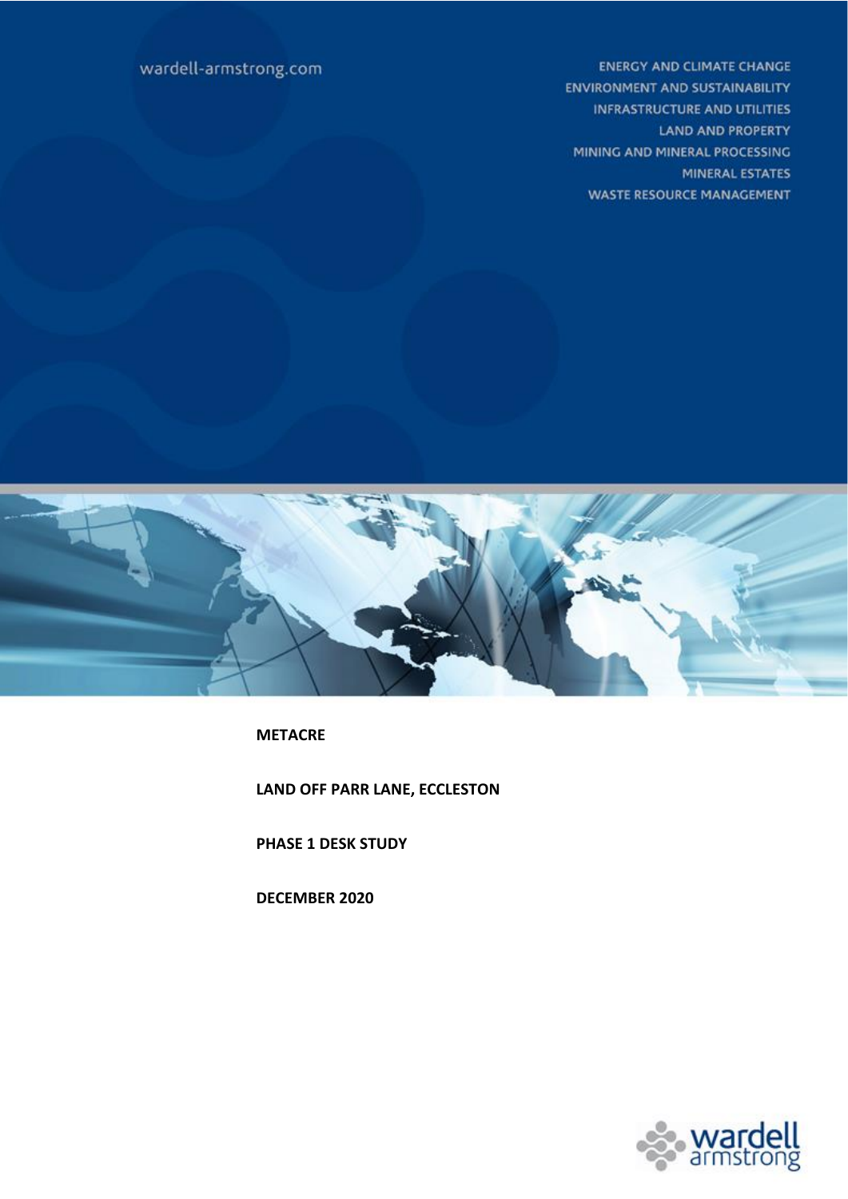wardell-armstrong.com

ENERGY AND CLIMATE CHANGE
ENVIRONMENT AND SUSTAINABILITY
INFRASTRUCTURE AND UTILITIES
LAND AND PROPERTY
MINING AND MINERAL PROCESSING
MINERAL ESTATES
WASTE RESOURCE MANAGEMENT

**METACRE**

**LAND OFF PARR LANE, ECCLESTON**

**PHASE 1 DESK STUDY**

**DECEMBER 2020**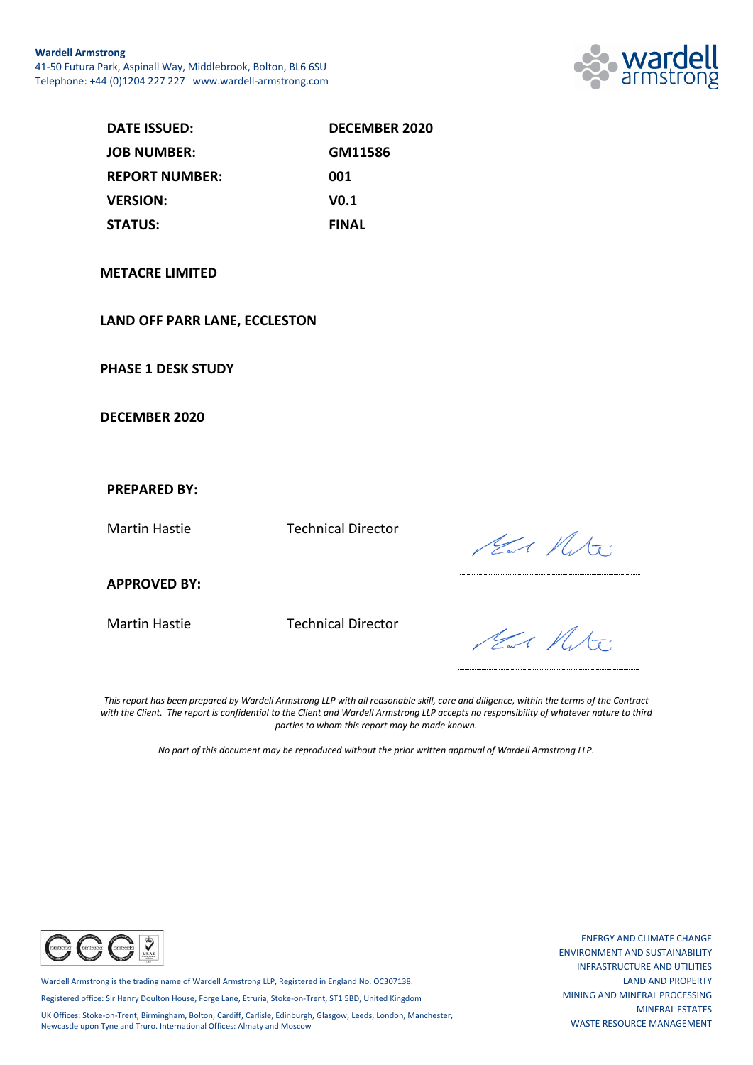**Wardell Armstrong**
41-50 Futura Park, Aspinall Way, Middlebrook, Bolton, BL6 6SU
Telephone: +44 (0)1204 227 227   www.wardell-armstrong.com

| | |
|---|---|
| **DATE ISSUED:** | **DECEMBER 2020** |
| **JOB NUMBER:** | **GM11586** |
| **REPORT NUMBER:** | **001** |
| **VERSION:** | **V0.1** |
| **STATUS:** | **FINAL** |

**METACRE LIMITED**

**LAND OFF PARR LANE, ECCLESTON**

**PHASE 1 DESK STUDY**

**DECEMBER 2020**

**PREPARED BY:**

Martin Hastie    Technical Director

**APPROVED BY:**

Martin Hastie    Technical Director

*This report has been prepared by Wardell Armstrong LLP with all reasonable skill, care and diligence, within the terms of the Contract with the Client. The report is confidential to the Client and Wardell Armstrong LLP accepts no responsibility of whatever nature to third parties to whom this report may be made known.*

*No part of this document may be reproduced without the prior written approval of Wardell Armstrong LLP.*

Wardell Armstrong is the trading name of Wardell Armstrong LLP, Registered in England No. OC307138.

Registered office: Sir Henry Doulton House, Forge Lane, Etruria, Stoke-on-Trent, ST1 5BD, United Kingdom

UK Offices: Stoke-on-Trent, Birmingham, Bolton, Cardiff, Carlisle, Edinburgh, Glasgow, Leeds, London, Manchester, Newcastle upon Tyne and Truro. International Offices: Almaty and Moscow

ENERGY AND CLIMATE CHANGE
ENVIRONMENT AND SUSTAINABILITY
INFRASTRUCTURE AND UTILITIES
LAND AND PROPERTY
MINING AND MINERAL PROCESSING
MINERAL ESTATES
WASTE RESOURCE MANAGEMENT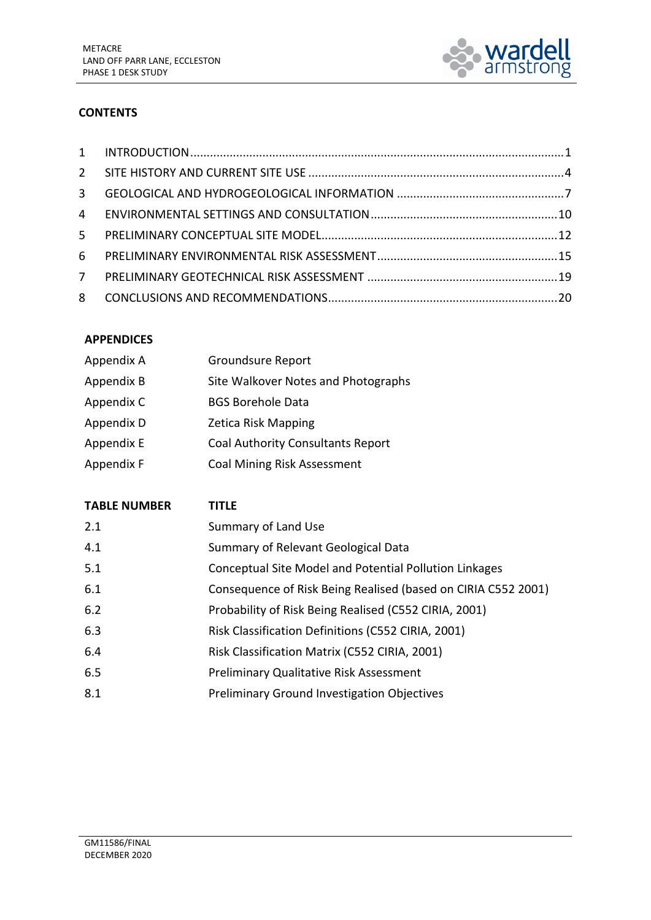## CONTENTS

| | | |
|---|---|---|
| 1 | INTRODUCTION | 1 |
| 2 | SITE HISTORY AND CURRENT SITE USE | 4 |
| 3 | GEOLOGICAL AND HYDROGEOLOGICAL INFORMATION | 7 |
| 4 | ENVIRONMENTAL SETTINGS AND CONSULTATION | 10 |
| 5 | PRELIMINARY CONCEPTUAL SITE MODEL | 12 |
| 6 | PRELIMINARY ENVIRONMENTAL RISK ASSESSMENT | 15 |
| 7 | PRELIMINARY GEOTECHNICAL RISK ASSESSMENT | 19 |
| 8 | CONCLUSIONS AND RECOMMENDATIONS | 20 |

### APPENDICES

| | |
|---|---|
| Appendix A | Groundsure Report |
| Appendix B | Site Walkover Notes and Photographs |
| Appendix C | BGS Borehole Data |
| Appendix D | Zetica Risk Mapping |
| Appendix E | Coal Authority Consultants Report |
| Appendix F | Coal Mining Risk Assessment |

| TABLE NUMBER | TITLE |
|---|---|
| 2.1 | Summary of Land Use |
| 4.1 | Summary of Relevant Geological Data |
| 5.1 | Conceptual Site Model and Potential Pollution Linkages |
| 6.1 | Consequence of Risk Being Realised (based on CIRIA C552 2001) |
| 6.2 | Probability of Risk Being Realised (C552 CIRIA, 2001) |
| 6.3 | Risk Classification Definitions (C552 CIRIA, 2001) |
| 6.4 | Risk Classification Matrix (C552 CIRIA, 2001) |
| 6.5 | Preliminary Qualitative Risk Assessment |
| 8.1 | Preliminary Ground Investigation Objectives |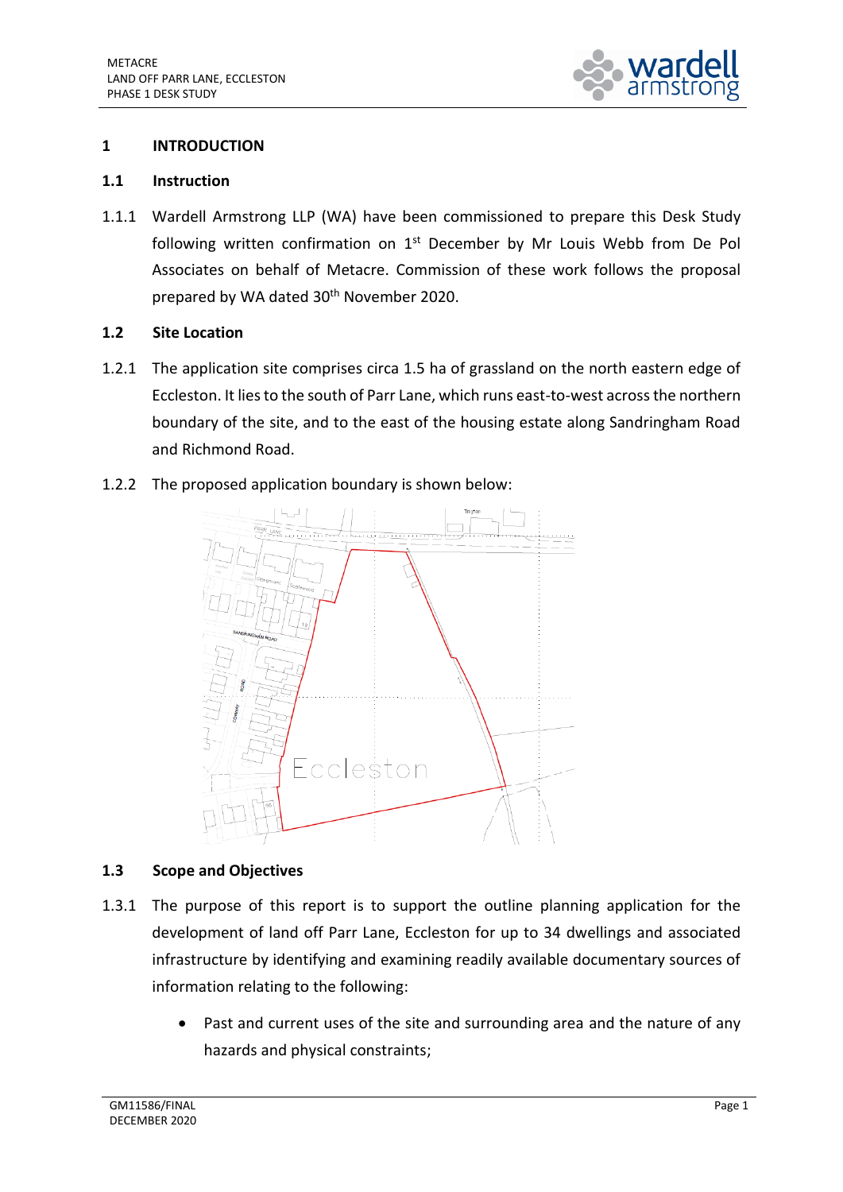# 1 INTRODUCTION

## 1.1 Instruction

1.1.1 Wardell Armstrong LLP (WA) have been commissioned to prepare this Desk Study following written confirmation on 1st December by Mr Louis Webb from De Pol Associates on behalf of Metacre. Commission of these work follows the proposal prepared by WA dated 30th November 2020.

## 1.2 Site Location

1.2.1 The application site comprises circa 1.5 ha of grassland on the north eastern edge of Eccleston. It lies to the south of Parr Lane, which runs east-to-west across the northern boundary of the site, and to the east of the housing estate along Sandringham Road and Richmond Road.

1.2.2 The proposed application boundary is shown below:

## 1.3 Scope and Objectives

1.3.1 The purpose of this report is to support the outline planning application for the development of land off Parr Lane, Eccleston for up to 34 dwellings and associated infrastructure by identifying and examining readily available documentary sources of information relating to the following:

- Past and current uses of the site and surrounding area and the nature of any hazards and physical constraints;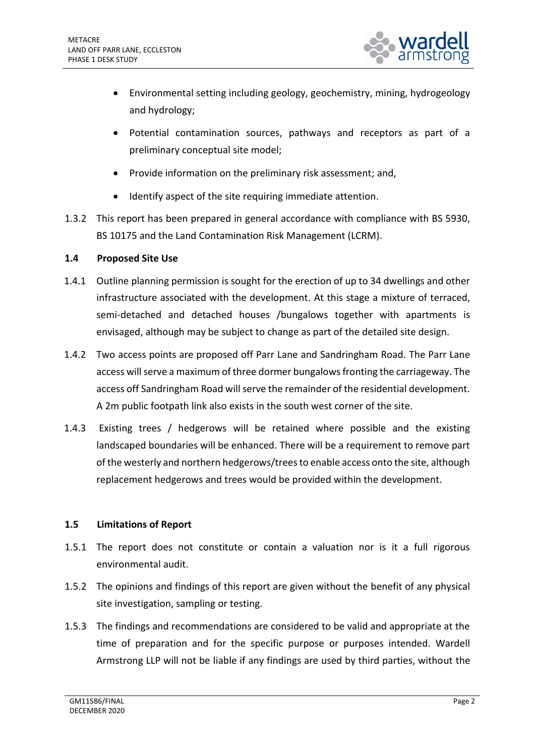- Environmental setting including geology, geochemistry, mining, hydrogeology and hydrology;
- Potential contamination sources, pathways and receptors as part of a preliminary conceptual site model;
- Provide information on the preliminary risk assessment; and,
- Identify aspect of the site requiring immediate attention.

1.3.2 This report has been prepared in general accordance with compliance with BS 5930, BS 10175 and the Land Contamination Risk Management (LCRM).

### 1.4 Proposed Site Use

1.4.1 Outline planning permission is sought for the erection of up to 34 dwellings and other infrastructure associated with the development. At this stage a mixture of terraced, semi-detached and detached houses /bungalows together with apartments is envisaged, although may be subject to change as part of the detailed site design.

1.4.2 Two access points are proposed off Parr Lane and Sandringham Road. The Parr Lane access will serve a maximum of three dormer bungalows fronting the carriageway. The access off Sandringham Road will serve the remainder of the residential development. A 2m public footpath link also exists in the south west corner of the site.

1.4.3 Existing trees / hedgerows will be retained where possible and the existing landscaped boundaries will be enhanced. There will be a requirement to remove part of the westerly and northern hedgerows/trees to enable access onto the site, although replacement hedgerows and trees would be provided within the development.

### 1.5 Limitations of Report

1.5.1 The report does not constitute or contain a valuation nor is it a full rigorous environmental audit.

1.5.2 The opinions and findings of this report are given without the benefit of any physical site investigation, sampling or testing.

1.5.3 The findings and recommendations are considered to be valid and appropriate at the time of preparation and for the specific purpose or purposes intended. Wardell Armstrong LLP will not be liable if any findings are used by third parties, without the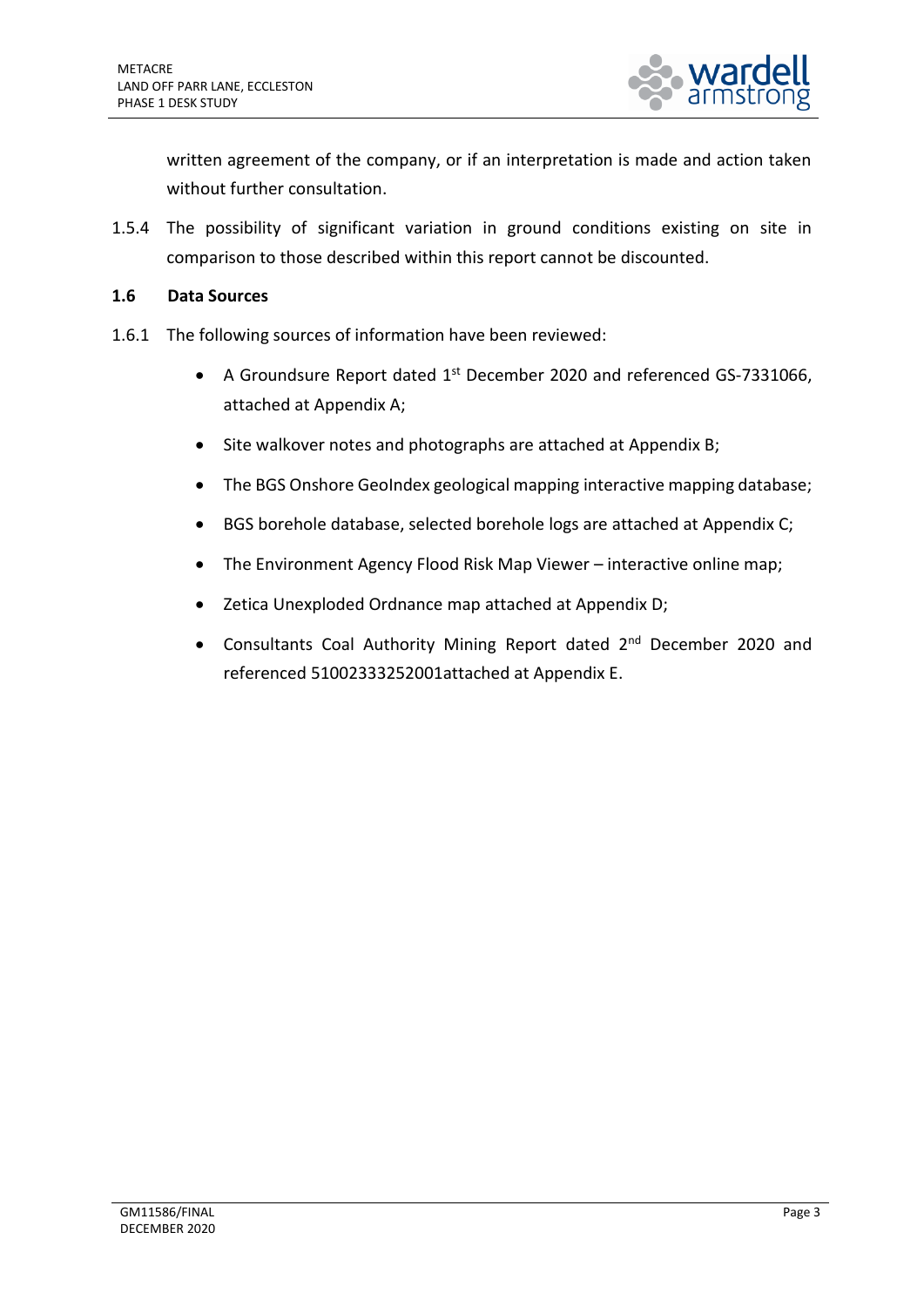written agreement of the company, or if an interpretation is made and action taken without further consultation.

1.5.4 The possibility of significant variation in ground conditions existing on site in comparison to those described within this report cannot be discounted.

### 1.6 Data Sources

1.6.1 The following sources of information have been reviewed:

- A Groundsure Report dated 1st December 2020 and referenced GS-7331066, attached at Appendix A;
- Site walkover notes and photographs are attached at Appendix B;
- The BGS Onshore GeoIndex geological mapping interactive mapping database;
- BGS borehole database, selected borehole logs are attached at Appendix C;
- The Environment Agency Flood Risk Map Viewer – interactive online map;
- Zetica Unexploded Ordnance map attached at Appendix D;
- Consultants Coal Authority Mining Report dated 2nd December 2020 and referenced 51002333252001attached at Appendix E.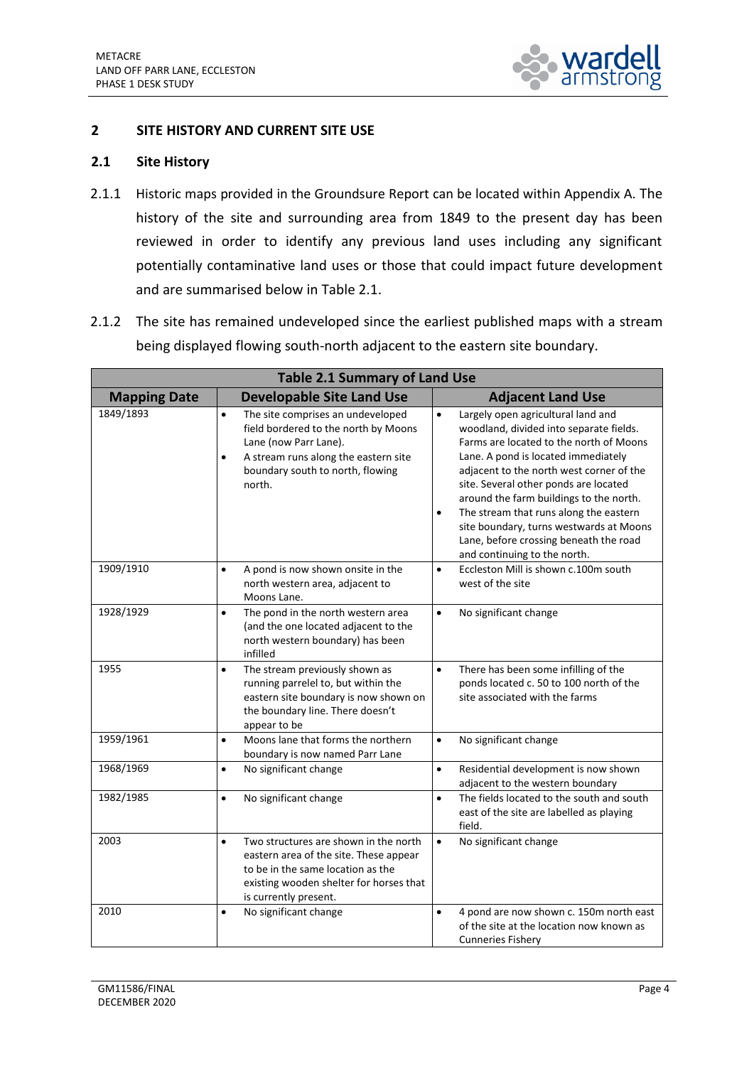## 2 SITE HISTORY AND CURRENT SITE USE

### 2.1 Site History

2.1.1 Historic maps provided in the Groundsure Report can be located within Appendix A. The history of the site and surrounding area from 1849 to the present day has been reviewed in order to identify any previous land uses including any significant potentially contaminative land uses or those that could impact future development and are summarised below in Table 2.1.

2.1.2 The site has remained undeveloped since the earliest published maps with a stream being displayed flowing south-north adjacent to the eastern site boundary.

| Table 2.1 Summary of Land Use | | |
|---|---|---|
| **Mapping Date** | **Developable Site Land Use** | **Adjacent Land Use** |
| 1849/1893 | • The site comprises an undeveloped field bordered to the north by Moons Lane (now Parr Lane).<br>• A stream runs along the eastern site boundary south to north, flowing north. | • Largely open agricultural land and woodland, divided into separate fields. Farms are located to the north of Moons Lane. A pond is located immediately adjacent to the north west corner of the site. Several other ponds are located around the farm buildings to the north.<br>• The stream that runs along the eastern site boundary, turns westwards at Moons Lane, before crossing beneath the road and continuing to the north. |
| 1909/1910 | • A pond is now shown onsite in the north western area, adjacent to Moons Lane. | • Eccleston Mill is shown c.100m south west of the site |
| 1928/1929 | • The pond in the north western area (and the one located adjacent to the north western boundary) has been infilled | • No significant change |
| 1955 | • The stream previously shown as running parrelel to, but within the eastern site boundary is now shown on the boundary line. There doesn't appear to be | • There has been some infilling of the ponds located c. 50 to 100 north of the site associated with the farms |
| 1959/1961 | • Moons lane that forms the northern boundary is now named Parr Lane | • No significant change |
| 1968/1969 | • No significant change | • Residential development is now shown adjacent to the western boundary |
| 1982/1985 | • No significant change | • The fields located to the south and south east of the site are labelled as playing field. |
| 2003 | • Two structures are shown in the north eastern area of the site. These appear to be in the same location as the existing wooden shelter for horses that is currently present. | • No significant change |
| 2010 | • No significant change | • 4 pond are now shown c. 150m north east of the site at the location now known as Cunneries Fishery |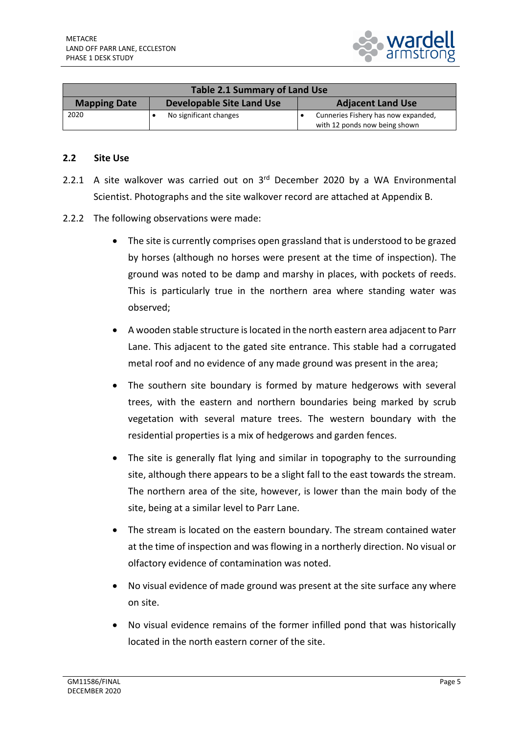| Table 2.1 Summary of Land Use | | |
|---|---|---|
| **Mapping Date** | **Developable Site Land Use** | **Adjacent Land Use** |
| 2020 | • No significant changes | • Cunneries Fishery has now expanded, with 12 ponds now being shown |

### 2.2 Site Use

2.2.1 A site walkover was carried out on 3rd December 2020 by a WA Environmental Scientist. Photographs and the site walkover record are attached at Appendix B.

2.2.2 The following observations were made:

- The site is currently comprises open grassland that is understood to be grazed by horses (although no horses were present at the time of inspection). The ground was noted to be damp and marshy in places, with pockets of reeds. This is particularly true in the northern area where standing water was observed;
- A wooden stable structure is located in the north eastern area adjacent to Parr Lane. This adjacent to the gated site entrance. This stable had a corrugated metal roof and no evidence of any made ground was present in the area;
- The southern site boundary is formed by mature hedgerows with several trees, with the eastern and northern boundaries being marked by scrub vegetation with several mature trees. The western boundary with the residential properties is a mix of hedgerows and garden fences.
- The site is generally flat lying and similar in topography to the surrounding site, although there appears to be a slight fall to the east towards the stream. The northern area of the site, however, is lower than the main body of the site, being at a similar level to Parr Lane.
- The stream is located on the eastern boundary. The stream contained water at the time of inspection and was flowing in a northerly direction. No visual or olfactory evidence of contamination was noted.
- No visual evidence of made ground was present at the site surface any where on site.
- No visual evidence remains of the former infilled pond that was historically located in the north eastern corner of the site.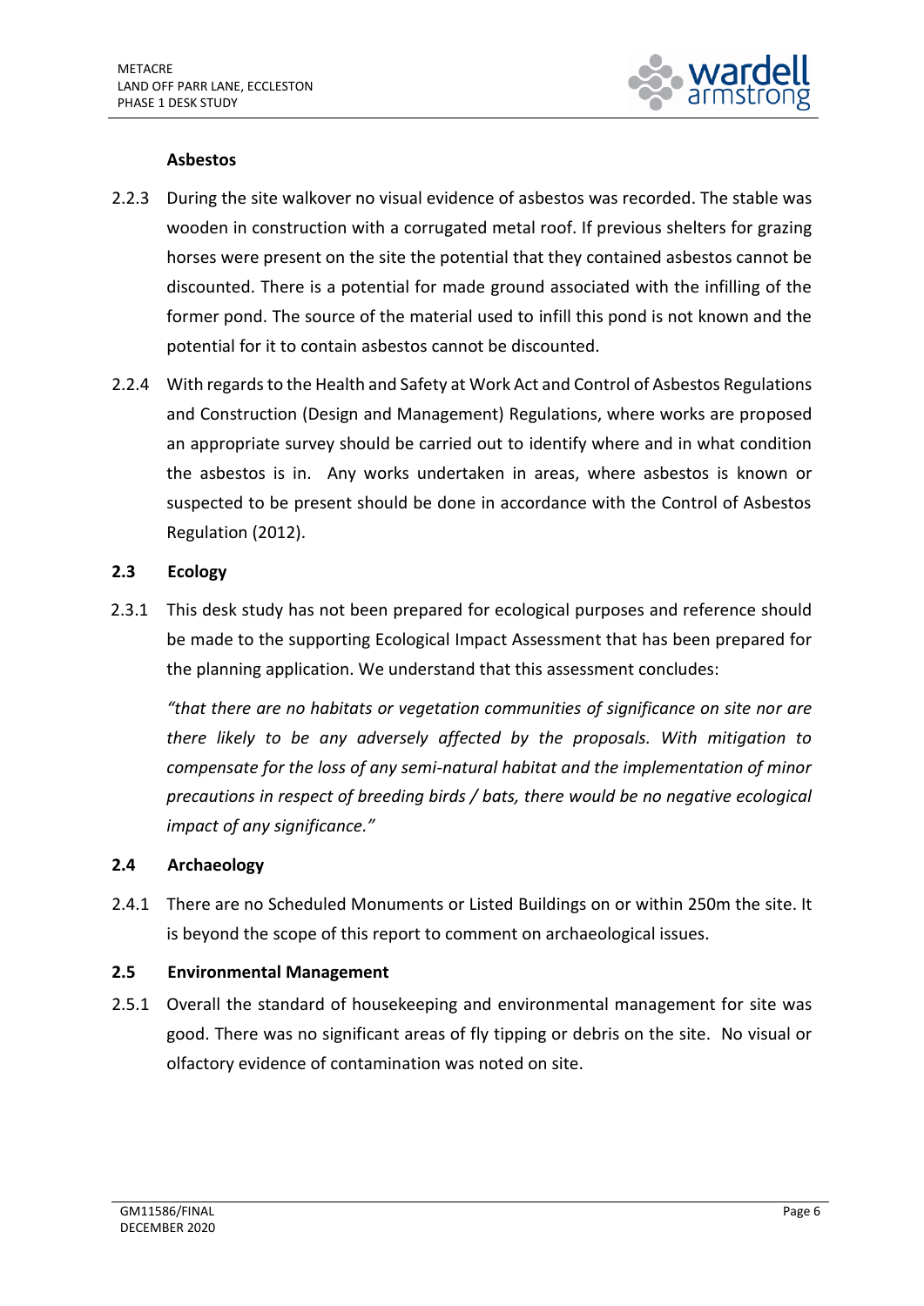#### Asbestos

2.2.3 During the site walkover no visual evidence of asbestos was recorded. The stable was wooden in construction with a corrugated metal roof. If previous shelters for grazing horses were present on the site the potential that they contained asbestos cannot be discounted. There is a potential for made ground associated with the infilling of the former pond. The source of the material used to infill this pond is not known and the potential for it to contain asbestos cannot be discounted.

2.2.4 With regards to the Health and Safety at Work Act and Control of Asbestos Regulations and Construction (Design and Management) Regulations, where works are proposed an appropriate survey should be carried out to identify where and in what condition the asbestos is in. Any works undertaken in areas, where asbestos is known or suspected to be present should be done in accordance with the Control of Asbestos Regulation (2012).

### 2.3 Ecology

2.3.1 This desk study has not been prepared for ecological purposes and reference should be made to the supporting Ecological Impact Assessment that has been prepared for the planning application. We understand that this assessment concludes:

*"that there are no habitats or vegetation communities of significance on site nor are there likely to be any adversely affected by the proposals. With mitigation to compensate for the loss of any semi-natural habitat and the implementation of minor precautions in respect of breeding birds / bats, there would be no negative ecological impact of any significance."*

### 2.4 Archaeology

2.4.1 There are no Scheduled Monuments or Listed Buildings on or within 250m the site. It is beyond the scope of this report to comment on archaeological issues.

### 2.5 Environmental Management

2.5.1 Overall the standard of housekeeping and environmental management for site was good. There was no significant areas of fly tipping or debris on the site. No visual or olfactory evidence of contamination was noted on site.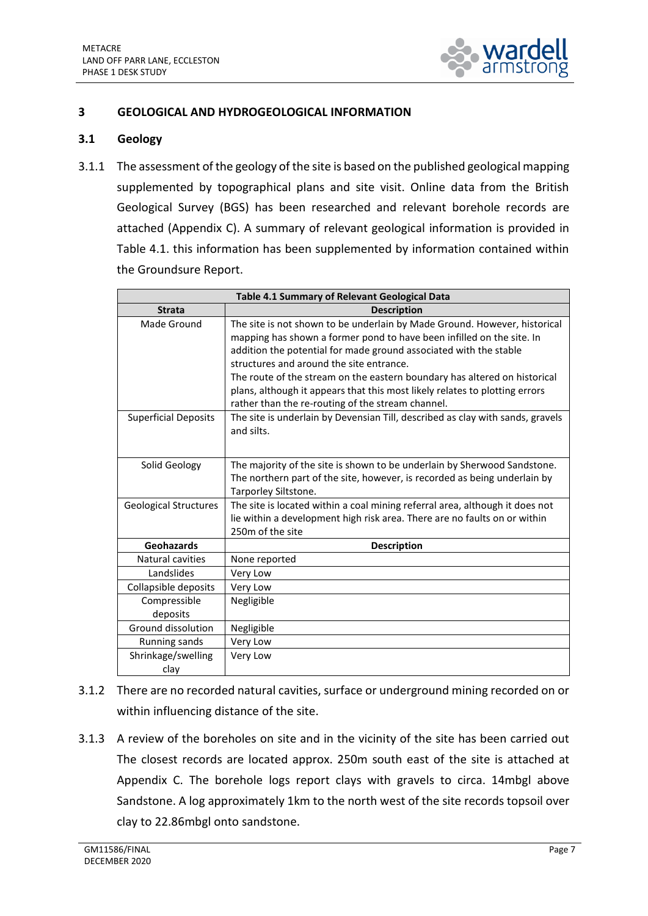## 3 GEOLOGICAL AND HYDROGEOLOGICAL INFORMATION

### 3.1 Geology

3.1.1 The assessment of the geology of the site is based on the published geological mapping supplemented by topographical plans and site visit. Online data from the British Geological Survey (BGS) has been researched and relevant borehole records are attached (Appendix C). A summary of relevant geological information is provided in Table 4.1. this information has been supplemented by information contained within the Groundsure Report.

| Table 4.1 Summary of Relevant Geological Data | |
|---|---|
| **Strata** | **Description** |
| Made Ground | The site is not shown to be underlain by Made Ground. However, historical mapping has shown a former pond to have been infilled on the site. In addition the potential for made ground associated with the stable structures and around the site entrance.<br>The route of the stream on the eastern boundary has altered on historical plans, although it appears that this most likely relates to plotting errors rather than the re-routing of the stream channel. |
| Superficial Deposits | The site is underlain by Devensian Till, described as clay with sands, gravels and silts. |
| Solid Geology | The majority of the site is shown to be underlain by Sherwood Sandstone. The northern part of the site, however, is recorded as being underlain by Tarporley Siltstone. |
| Geological Structures | The site is located within a coal mining referral area, although it does not lie within a development high risk area. There are no faults on or within 250m of the site |
| **Geohazards** | **Description** |
| Natural cavities | None reported |
| Landslides | Very Low |
| Collapsible deposits | Very Low |
| Compressible deposits | Negligible |
| Ground dissolution | Negligible |
| Running sands | Very Low |
| Shrinkage/swelling clay | Very Low |

3.1.2 There are no recorded natural cavities, surface or underground mining recorded on or within influencing distance of the site.

3.1.3 A review of the boreholes on site and in the vicinity of the site has been carried out The closest records are located approx. 250m south east of the site is attached at Appendix C. The borehole logs report clays with gravels to circa. 14mbgl above Sandstone. A log approximately 1km to the north west of the site records topsoil over clay to 22.86mbgl onto sandstone.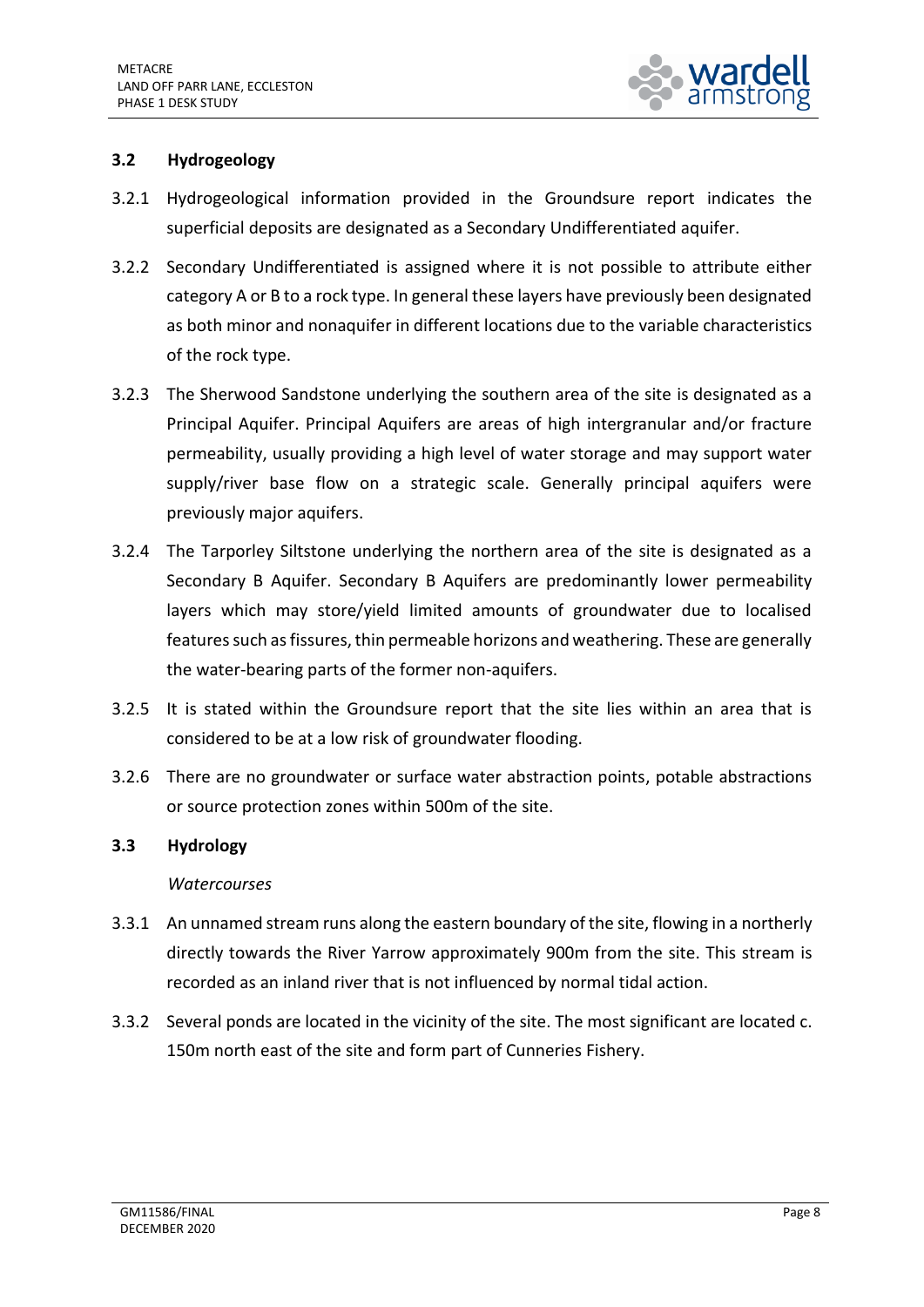### 3.2 Hydrogeology

3.2.1 Hydrogeological information provided in the Groundsure report indicates the superficial deposits are designated as a Secondary Undifferentiated aquifer.

3.2.2 Secondary Undifferentiated is assigned where it is not possible to attribute either category A or B to a rock type. In general these layers have previously been designated as both minor and nonaquifer in different locations due to the variable characteristics of the rock type.

3.2.3 The Sherwood Sandstone underlying the southern area of the site is designated as a Principal Aquifer. Principal Aquifers are areas of high intergranular and/or fracture permeability, usually providing a high level of water storage and may support water supply/river base flow on a strategic scale. Generally principal aquifers were previously major aquifers.

3.2.4 The Tarporley Siltstone underlying the northern area of the site is designated as a Secondary B Aquifer. Secondary B Aquifers are predominantly lower permeability layers which may store/yield limited amounts of groundwater due to localised features such as fissures, thin permeable horizons and weathering. These are generally the water-bearing parts of the former non-aquifers.

3.2.5 It is stated within the Groundsure report that the site lies within an area that is considered to be at a low risk of groundwater flooding.

3.2.6 There are no groundwater or surface water abstraction points, potable abstractions or source protection zones within 500m of the site.

### 3.3 Hydrology

*Watercourses*

3.3.1 An unnamed stream runs along the eastern boundary of the site, flowing in a northerly directly towards the River Yarrow approximately 900m from the site. This stream is recorded as an inland river that is not influenced by normal tidal action.

3.3.2 Several ponds are located in the vicinity of the site. The most significant are located c. 150m north east of the site and form part of Cunneries Fishery.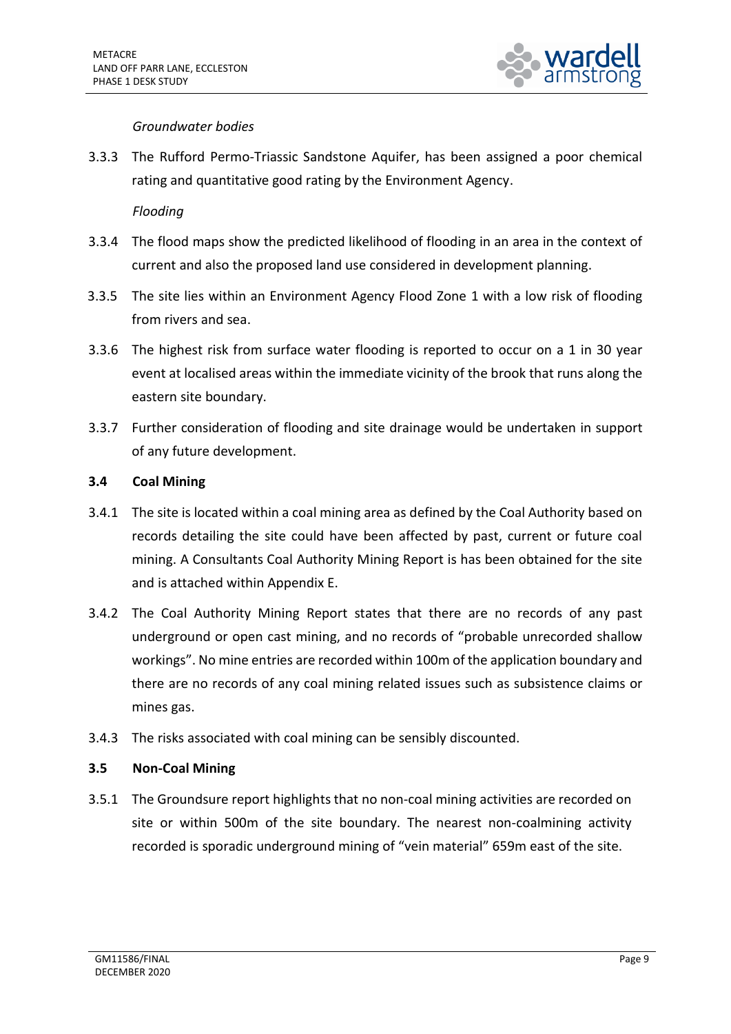*Groundwater bodies*

3.3.3 The Rufford Permo-Triassic Sandstone Aquifer, has been assigned a poor chemical rating and quantitative good rating by the Environment Agency.

*Flooding*

3.3.4 The flood maps show the predicted likelihood of flooding in an area in the context of current and also the proposed land use considered in development planning.

3.3.5 The site lies within an Environment Agency Flood Zone 1 with a low risk of flooding from rivers and sea.

3.3.6 The highest risk from surface water flooding is reported to occur on a 1 in 30 year event at localised areas within the immediate vicinity of the brook that runs along the eastern site boundary.

3.3.7 Further consideration of flooding and site drainage would be undertaken in support of any future development.

### 3.4 Coal Mining

3.4.1 The site is located within a coal mining area as defined by the Coal Authority based on records detailing the site could have been affected by past, current or future coal mining. A Consultants Coal Authority Mining Report is has been obtained for the site and is attached within Appendix E.

3.4.2 The Coal Authority Mining Report states that there are no records of any past underground or open cast mining, and no records of "probable unrecorded shallow workings". No mine entries are recorded within 100m of the application boundary and there are no records of any coal mining related issues such as subsistence claims or mines gas.

3.4.3 The risks associated with coal mining can be sensibly discounted.

### 3.5 Non-Coal Mining

3.5.1 The Groundsure report highlights that no non-coal mining activities are recorded on site or within 500m of the site boundary. The nearest non-coalmining activity recorded is sporadic underground mining of "vein material" 659m east of the site.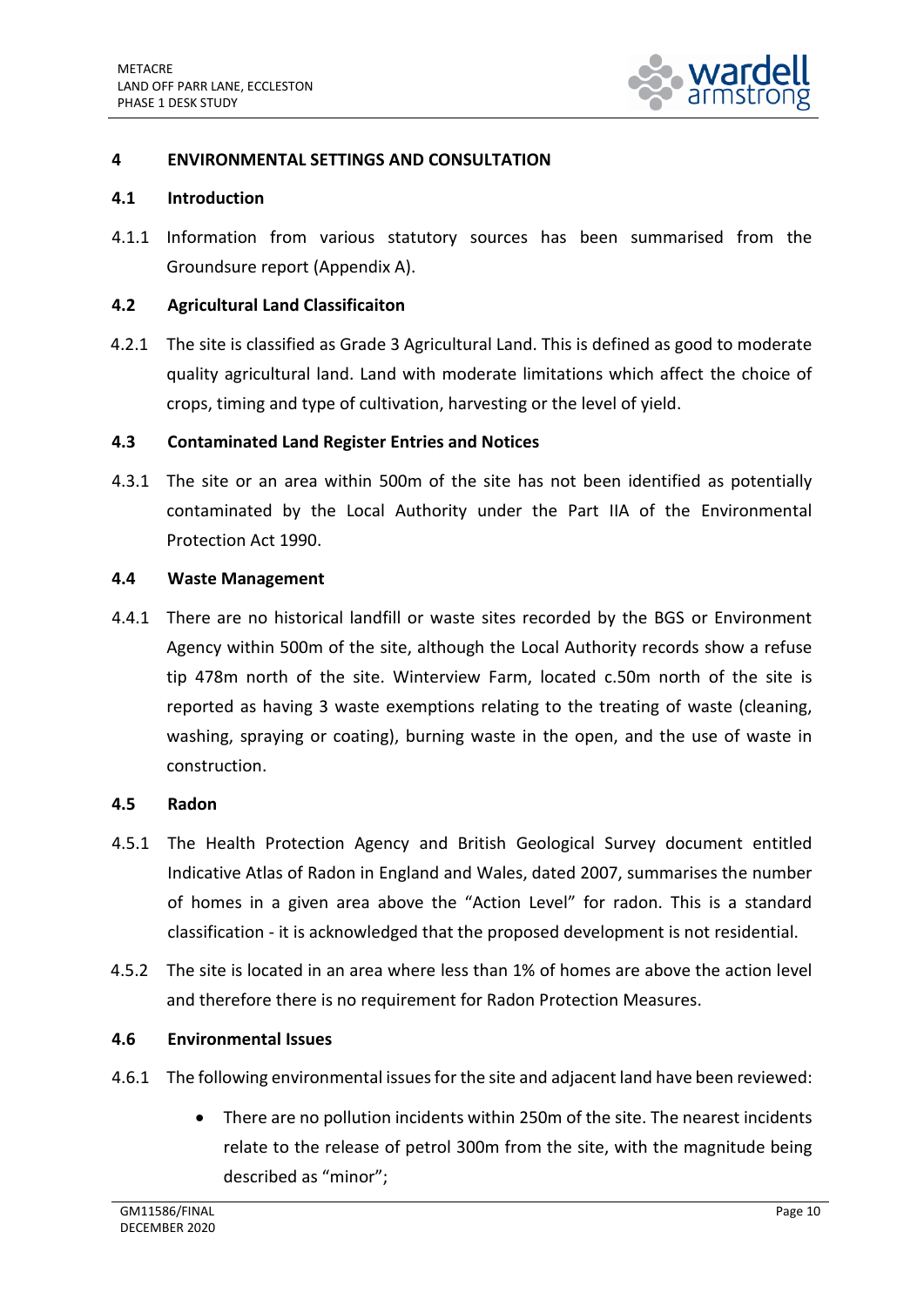## 4 ENVIRONMENTAL SETTINGS AND CONSULTATION

### 4.1 Introduction

4.1.1 Information from various statutory sources has been summarised from the Groundsure report (Appendix A).

### 4.2 Agricultural Land Classificaiton

4.2.1 The site is classified as Grade 3 Agricultural Land. This is defined as good to moderate quality agricultural land. Land with moderate limitations which affect the choice of crops, timing and type of cultivation, harvesting or the level of yield.

### 4.3 Contaminated Land Register Entries and Notices

4.3.1 The site or an area within 500m of the site has not been identified as potentially contaminated by the Local Authority under the Part IIA of the Environmental Protection Act 1990.

### 4.4 Waste Management

4.4.1 There are no historical landfill or waste sites recorded by the BGS or Environment Agency within 500m of the site, although the Local Authority records show a refuse tip 478m north of the site. Winterview Farm, located c.50m north of the site is reported as having 3 waste exemptions relating to the treating of waste (cleaning, washing, spraying or coating), burning waste in the open, and the use of waste in construction.

### 4.5 Radon

4.5.1 The Health Protection Agency and British Geological Survey document entitled Indicative Atlas of Radon in England and Wales, dated 2007, summarises the number of homes in a given area above the "Action Level" for radon. This is a standard classification - it is acknowledged that the proposed development is not residential.

4.5.2 The site is located in an area where less than 1% of homes are above the action level and therefore there is no requirement for Radon Protection Measures.

### 4.6 Environmental Issues

4.6.1 The following environmental issues for the site and adjacent land have been reviewed:

- There are no pollution incidents within 250m of the site. The nearest incidents relate to the release of petrol 300m from the site, with the magnitude being described as "minor";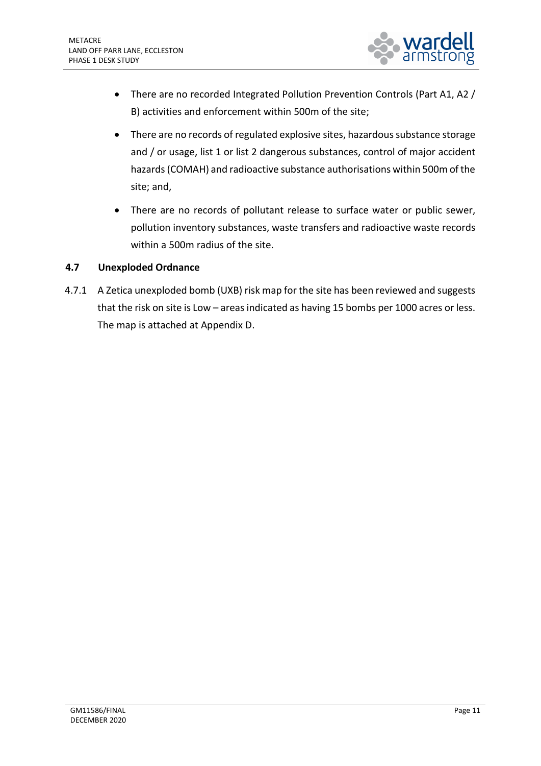- There are no recorded Integrated Pollution Prevention Controls (Part A1, A2 / B) activities and enforcement within 500m of the site;
- There are no records of regulated explosive sites, hazardous substance storage and / or usage, list 1 or list 2 dangerous substances, control of major accident hazards (COMAH) and radioactive substance authorisations within 500m of the site; and,
- There are no records of pollutant release to surface water or public sewer, pollution inventory substances, waste transfers and radioactive waste records within a 500m radius of the site.

## 4.7 Unexploded Ordnance

4.7.1 A Zetica unexploded bomb (UXB) risk map for the site has been reviewed and suggests that the risk on site is Low – areas indicated as having 15 bombs per 1000 acres or less. The map is attached at Appendix D.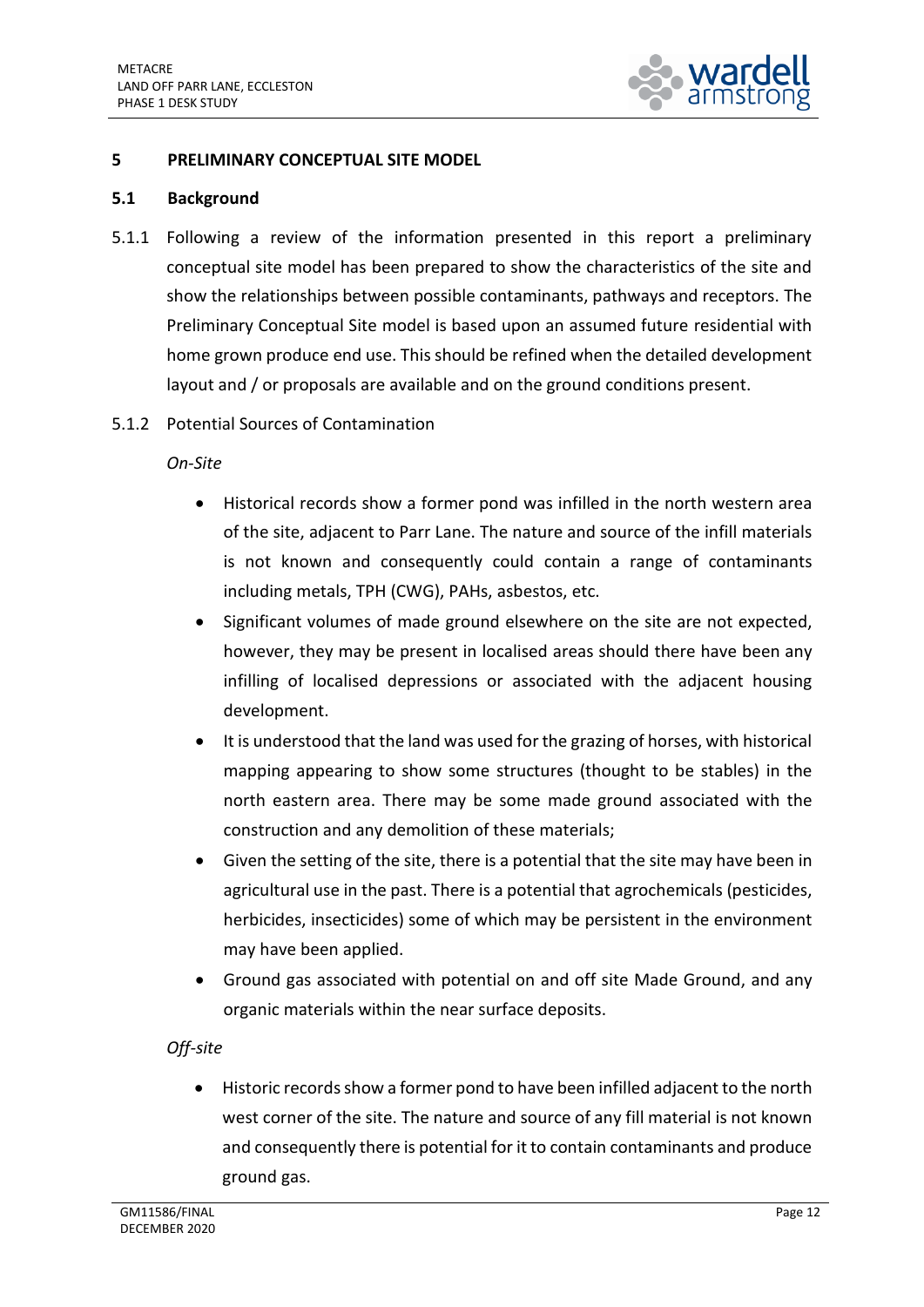## 5 PRELIMINARY CONCEPTUAL SITE MODEL

### 5.1 Background

5.1.1 Following a review of the information presented in this report a preliminary conceptual site model has been prepared to show the characteristics of the site and show the relationships between possible contaminants, pathways and receptors. The Preliminary Conceptual Site model is based upon an assumed future residential with home grown produce end use. This should be refined when the detailed development layout and / or proposals are available and on the ground conditions present.

5.1.2 Potential Sources of Contamination

*On-Site*

- Historical records show a former pond was infilled in the north western area of the site, adjacent to Parr Lane. The nature and source of the infill materials is not known and consequently could contain a range of contaminants including metals, TPH (CWG), PAHs, asbestos, etc.
- Significant volumes of made ground elsewhere on the site are not expected, however, they may be present in localised areas should there have been any infilling of localised depressions or associated with the adjacent housing development.
- It is understood that the land was used for the grazing of horses, with historical mapping appearing to show some structures (thought to be stables) in the north eastern area. There may be some made ground associated with the construction and any demolition of these materials;
- Given the setting of the site, there is a potential that the site may have been in agricultural use in the past. There is a potential that agrochemicals (pesticides, herbicides, insecticides) some of which may be persistent in the environment may have been applied.
- Ground gas associated with potential on and off site Made Ground, and any organic materials within the near surface deposits.

*Off-site*

- Historic records show a former pond to have been infilled adjacent to the north west corner of the site. The nature and source of any fill material is not known and consequently there is potential for it to contain contaminants and produce ground gas.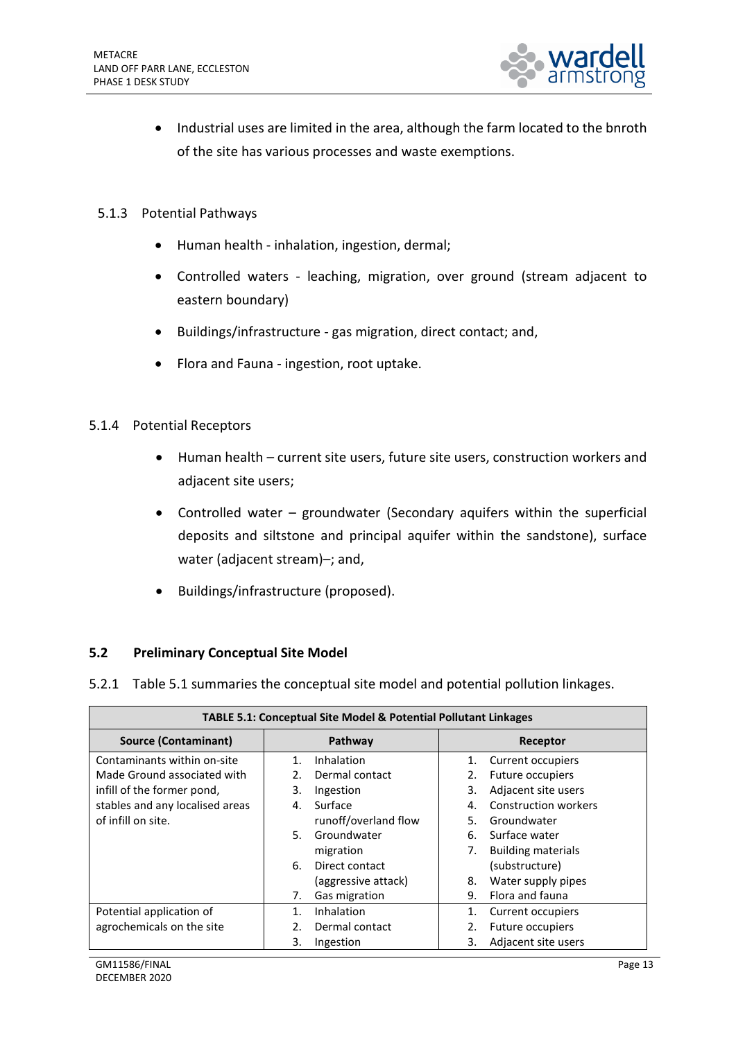- Industrial uses are limited in the area, although the farm located to the bnroth of the site has various processes and waste exemptions.

### 5.1.3 Potential Pathways

- Human health - inhalation, ingestion, dermal;
- Controlled waters - leaching, migration, over ground (stream adjacent to eastern boundary)
- Buildings/infrastructure - gas migration, direct contact; and,
- Flora and Fauna - ingestion, root uptake.

### 5.1.4 Potential Receptors

- Human health – current site users, future site users, construction workers and adjacent site users;
- Controlled water – groundwater (Secondary aquifers within the superficial deposits and siltstone and principal aquifer within the sandstone), surface water (adjacent stream)–; and,
- Buildings/infrastructure (proposed).

## 5.2 Preliminary Conceptual Site Model

5.2.1 Table 5.1 summaries the conceptual site model and potential pollution linkages.

**TABLE 5.1: Conceptual Site Model & Potential Pollutant Linkages**

| Source (Contaminant) | Pathway | Receptor |
|---|---|---|
| Contaminants within on-site Made Ground associated with infill of the former pond, stables and any localised areas of infill on site. | 1. Inhalation<br>2. Dermal contact<br>3. Ingestion<br>4. Surface runoff/overland flow<br>5. Groundwater migration<br>6. Direct contact (aggressive attack)<br>7. Gas migration | 1. Current occupiers<br>2. Future occupiers<br>3. Adjacent site users<br>4. Construction workers<br>5. Groundwater<br>6. Surface water<br>7. Building materials (substructure)<br>8. Water supply pipes<br>9. Flora and fauna |
| Potential application of agrochemicals on the site | 1. Inhalation<br>2. Dermal contact<br>3. Ingestion | 1. Current occupiers<br>2. Future occupiers<br>3. Adjacent site users |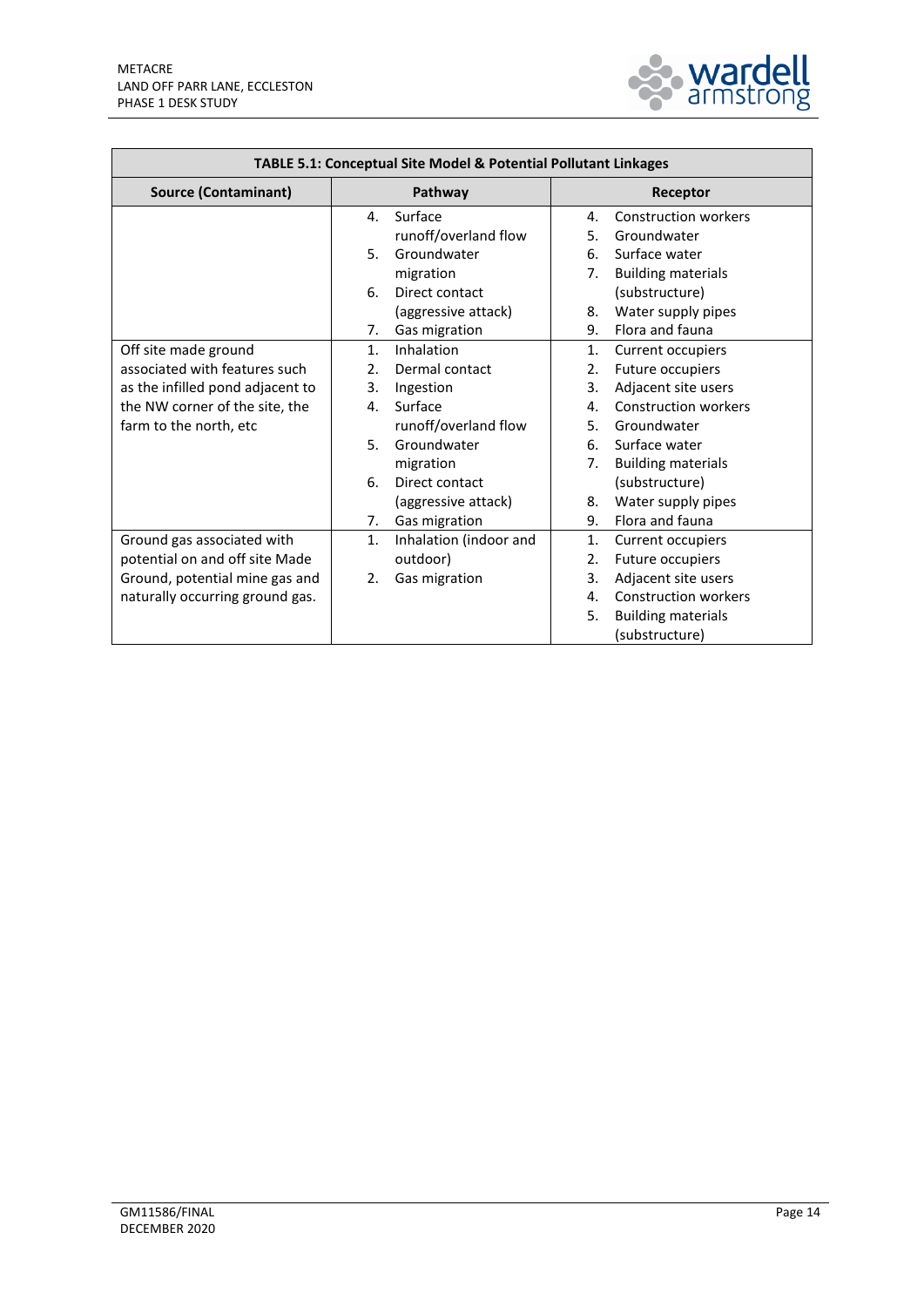| TABLE 5.1: Conceptual Site Model & Potential Pollutant Linkages | | |
|---|---|---|
| **Source (Contaminant)** | **Pathway** | **Receptor** |
| | 4. Surface runoff/overland flow<br>5. Groundwater migration<br>6. Direct contact (aggressive attack)<br>7. Gas migration | 4. Construction workers<br>5. Groundwater<br>6. Surface water<br>7. Building materials (substructure)<br>8. Water supply pipes<br>9. Flora and fauna |
| Off site made ground associated with features such as the infilled pond adjacent to the NW corner of the site, the farm to the north, etc | 1. Inhalation<br>2. Dermal contact<br>3. Ingestion<br>4. Surface runoff/overland flow<br>5. Groundwater migration<br>6. Direct contact (aggressive attack)<br>7. Gas migration | 1. Current occupiers<br>2. Future occupiers<br>3. Adjacent site users<br>4. Construction workers<br>5. Groundwater<br>6. Surface water<br>7. Building materials (substructure)<br>8. Water supply pipes<br>9. Flora and fauna |
| Ground gas associated with potential on and off site Made Ground, potential mine gas and naturally occurring ground gas. | 1. Inhalation (indoor and outdoor)<br>2. Gas migration | 1. Current occupiers<br>2. Future occupiers<br>3. Adjacent site users<br>4. Construction workers<br>5. Building materials (substructure) |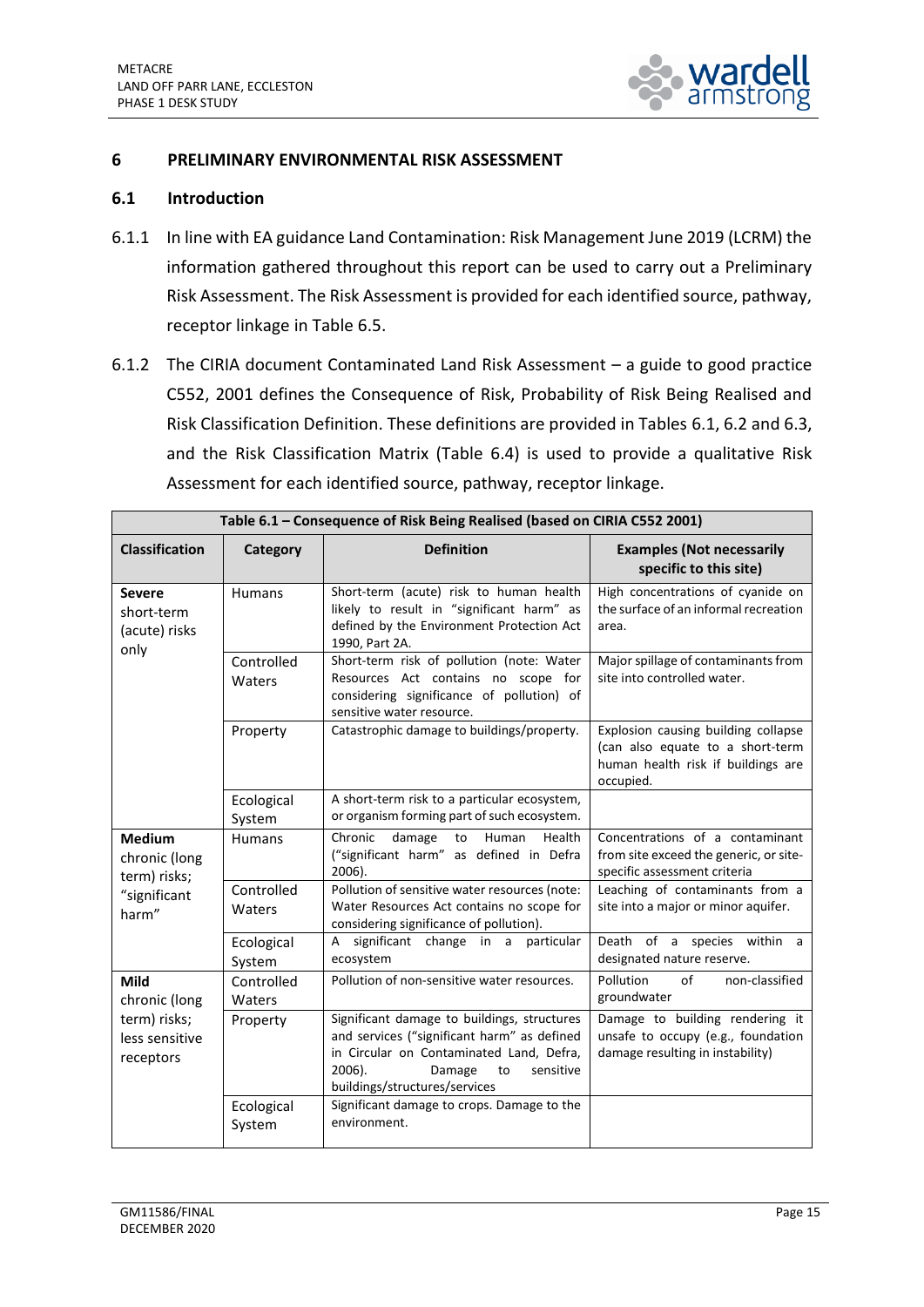## 6 PRELIMINARY ENVIRONMENTAL RISK ASSESSMENT

### 6.1 Introduction

6.1.1 In line with EA guidance Land Contamination: Risk Management June 2019 (LCRM) the information gathered throughout this report can be used to carry out a Preliminary Risk Assessment. The Risk Assessment is provided for each identified source, pathway, receptor linkage in Table 6.5.

6.1.2 The CIRIA document Contaminated Land Risk Assessment – a guide to good practice C552, 2001 defines the Consequence of Risk, Probability of Risk Being Realised and Risk Classification Definition. These definitions are provided in Tables 6.1, 6.2 and 6.3, and the Risk Classification Matrix (Table 6.4) is used to provide a qualitative Risk Assessment for each identified source, pathway, receptor linkage.

**Table 6.1 – Consequence of Risk Being Realised (based on CIRIA C552 2001)**

| Classification | Category | Definition | Examples (Not necessarily specific to this site) |
|---|---|---|---|
| **Severe** short-term (acute) risks only | Humans | Short-term (acute) risk to human health likely to result in "significant harm" as defined by the Environment Protection Act 1990, Part 2A. | High concentrations of cyanide on the surface of an informal recreation area. |
| | Controlled Waters | Short-term risk of pollution (note: Water Resources Act contains no scope for considering significance of pollution) of sensitive water resource. | Major spillage of contaminants from site into controlled water. |
| | Property | Catastrophic damage to buildings/property. | Explosion causing building collapse (can also equate to a short-term human health risk if buildings are occupied. |
| | Ecological System | A short-term risk to a particular ecosystem, or organism forming part of such ecosystem. | |
| **Medium** chronic (long term) risks; "significant harm" | Humans | Chronic damage to Human Health ("significant harm" as defined in Defra 2006). | Concentrations of a contaminant from site exceed the generic, or site-specific assessment criteria |
| | Controlled Waters | Pollution of sensitive water resources (note: Water Resources Act contains no scope for considering significance of pollution). | Leaching of contaminants from a site into a major or minor aquifer. |
| | Ecological System | A significant change in a particular ecosystem | Death of a species within a designated nature reserve. |
| **Mild** chronic (long term) risks; less sensitive receptors | Controlled Waters | Pollution of non-sensitive water resources. | Pollution of non-classified groundwater |
| | Property | Significant damage to buildings, structures and services ("significant harm" as defined in Circular on Contaminated Land, Defra, 2006). Damage to sensitive buildings/structures/services | Damage to building rendering it unsafe to occupy (e.g., foundation damage resulting in instability) |
| | Ecological System | Significant damage to crops. Damage to the environment. | |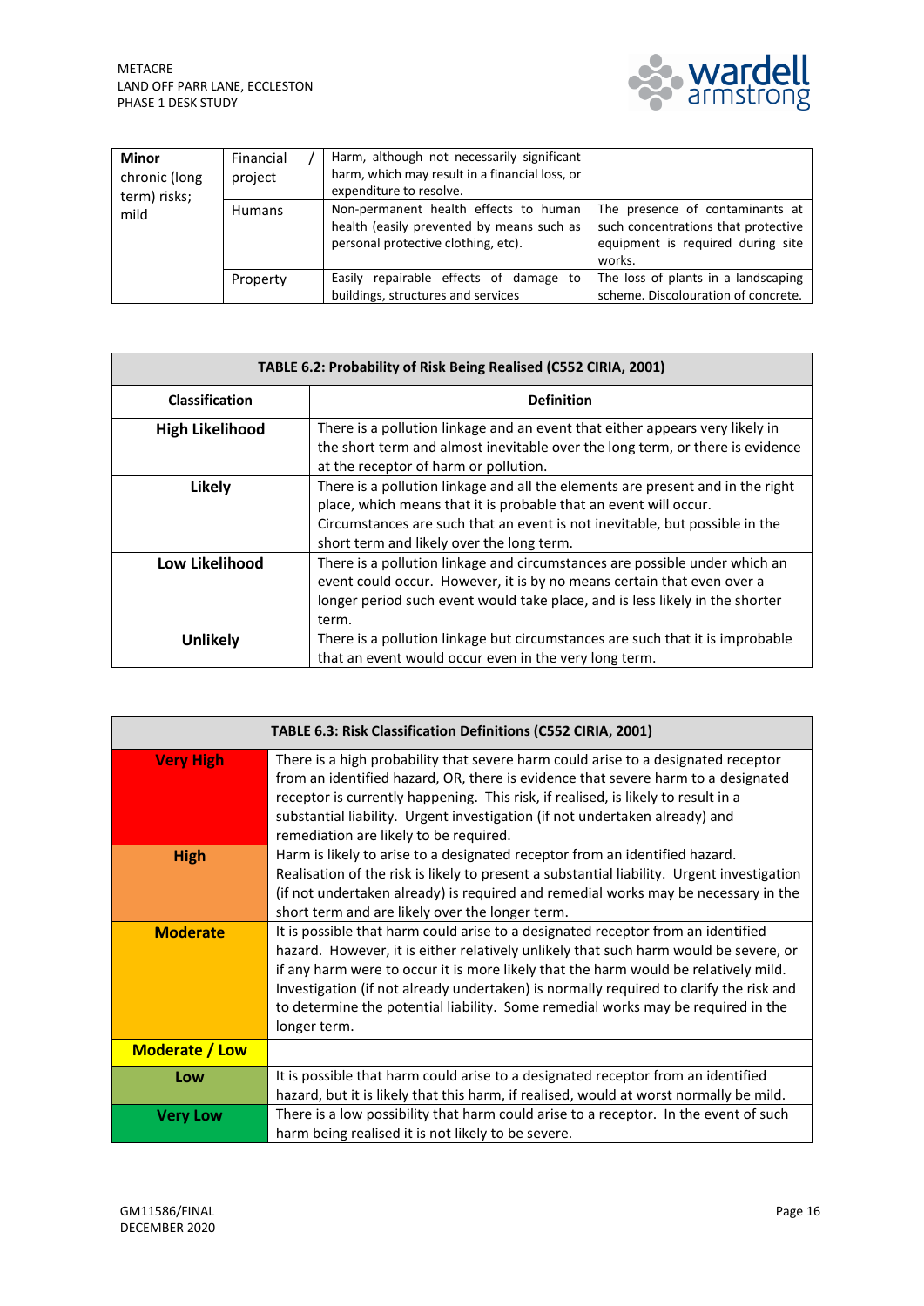| **Minor** chronic (long term) risks; mild | Financial / project | Harm, although not necessarily significant harm, which may result in a financial loss, or expenditure to resolve. | |
|---|---|---|---|
| | Humans | Non-permanent health effects to human health (easily prevented by means such as personal protective clothing, etc). | The presence of contaminants at such concentrations that protective equipment is required during site works. |
| | Property | Easily repairable effects of damage to buildings, structures and services | The loss of plants in a landscaping scheme. Discolouration of concrete. |

| **TABLE 6.2: Probability of Risk Being Realised (C552 CIRIA, 2001)** | |
|---|---|
| **Classification** | **Definition** |
| **High Likelihood** | There is a pollution linkage and an event that either appears very likely in the short term and almost inevitable over the long term, or there is evidence at the receptor of harm or pollution. |
| **Likely** | There is a pollution linkage and all the elements are present and in the right place, which means that it is probable that an event will occur. Circumstances are such that an event is not inevitable, but possible in the short term and likely over the long term. |
| **Low Likelihood** | There is a pollution linkage and circumstances are possible under which an event could occur. However, it is by no means certain that even over a longer period such event would take place, and is less likely in the shorter term. |
| **Unlikely** | There is a pollution linkage but circumstances are such that it is improbable that an event would occur even in the very long term. |

| **TABLE 6.3: Risk Classification Definitions (C552 CIRIA, 2001)** | |
|---|---|
| **Very High** | There is a high probability that severe harm could arise to a designated receptor from an identified hazard, OR, there is evidence that severe harm to a designated receptor is currently happening. This risk, if realised, is likely to result in a substantial liability. Urgent investigation (if not undertaken already) and remediation are likely to be required. |
| **High** | Harm is likely to arise to a designated receptor from an identified hazard. Realisation of the risk is likely to present a substantial liability. Urgent investigation (if not undertaken already) is required and remedial works may be necessary in the short term and are likely over the longer term. |
| **Moderate** | It is possible that harm could arise to a designated receptor from an identified hazard. However, it is either relatively unlikely that such harm would be severe, or if any harm were to occur it is more likely that the harm would be relatively mild. Investigation (if not already undertaken) is normally required to clarify the risk and to determine the potential liability. Some remedial works may be required in the longer term. |
| **Moderate / Low** | |
| **Low** | It is possible that harm could arise to a designated receptor from an identified hazard, but it is likely that this harm, if realised, would at worst normally be mild. |
| **Very Low** | There is a low possibility that harm could arise to a receptor. In the event of such harm being realised it is not likely to be severe. |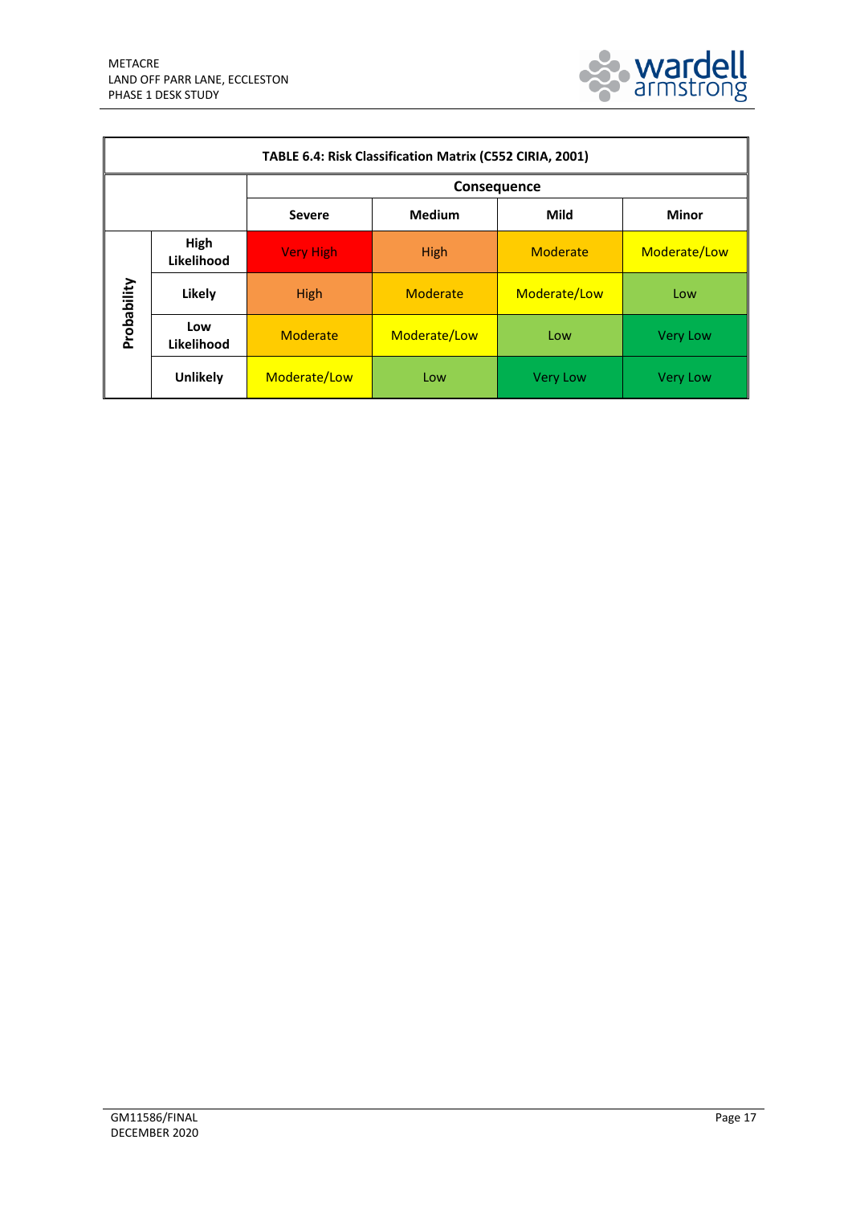| TABLE 6.4: Risk Classification Matrix (C552 CIRIA, 2001) | | | | | |
|---|---|---|---|---|---|
| | | **Consequence** | | | |
| | | **Severe** | **Medium** | **Mild** | **Minor** |
| **Probability** | **High Likelihood** | Very High | High | Moderate | Moderate/Low |
| | **Likely** | High | Moderate | Moderate/Low | Low |
| | **Low Likelihood** | Moderate | Moderate/Low | Low | Very Low |
| | **Unlikely** | Moderate/Low | Low | Very Low | Very Low |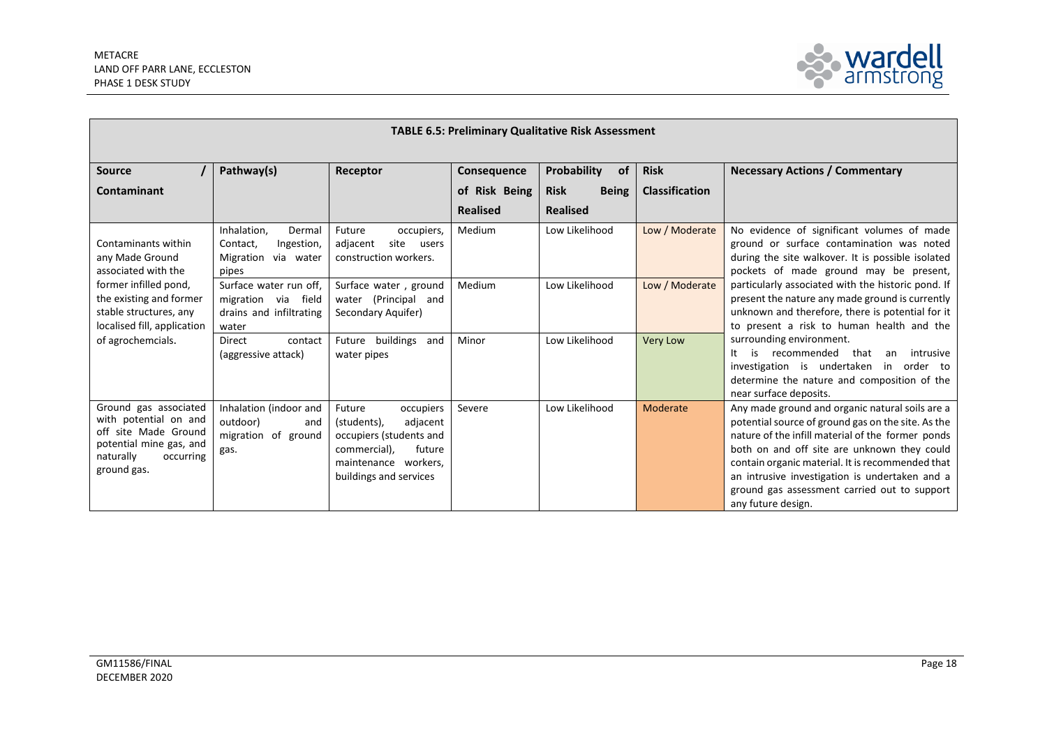**TABLE 6.5: Preliminary Qualitative Risk Assessment**

| Source / Contaminant | Pathway(s) | Receptor | Consequence of Risk Being Realised | Probability of Risk Being Realised | Risk Classification | Necessary Actions / Commentary |
|---|---|---|---|---|---|---|
| Contaminants within any Made Ground associated with the former infilled pond, the existing and former stable structures, any localised fill, application of agrochemcials. | Inhalation, Dermal Contact, Ingestion, Migration via water pipes | Future occupiers, adjacent site users construction workers. | Medium | Low Likelihood | Low / Moderate | No evidence of significant volumes of made ground or surface contamination was noted during the site walkover. It is possible isolated pockets of made ground may be present, particularly associated with the historic pond. If present the nature any made ground is currently unknown and therefore, there is potential for it to present a risk to human health and the surrounding environment. It is recommended that an intrusive investigation is undertaken in order to determine the nature and composition of the near surface deposits. |
| | Surface water run off, migration via field drains and infiltrating water | Surface water , ground water (Principal and Secondary Aquifer) | Medium | Low Likelihood | Low / Moderate | |
| | Direct contact (aggressive attack) | Future buildings and water pipes | Minor | Low Likelihood | Very Low | |
| Ground gas associated with potential on and off site Made Ground potential mine gas, and naturally occurring ground gas. | Inhalation (indoor and outdoor) and migration of ground gas. | Future occupiers (students), adjacent occupiers (students and commercial), future maintenance workers, buildings and services | Severe | Low Likelihood | Moderate | Any made ground and organic natural soils are a potential source of ground gas on the site. As the nature of the infill material of the former ponds both on and off site are unknown they could contain organic material. It is recommended that an intrusive investigation is undertaken and a ground gas assessment carried out to support any future design. |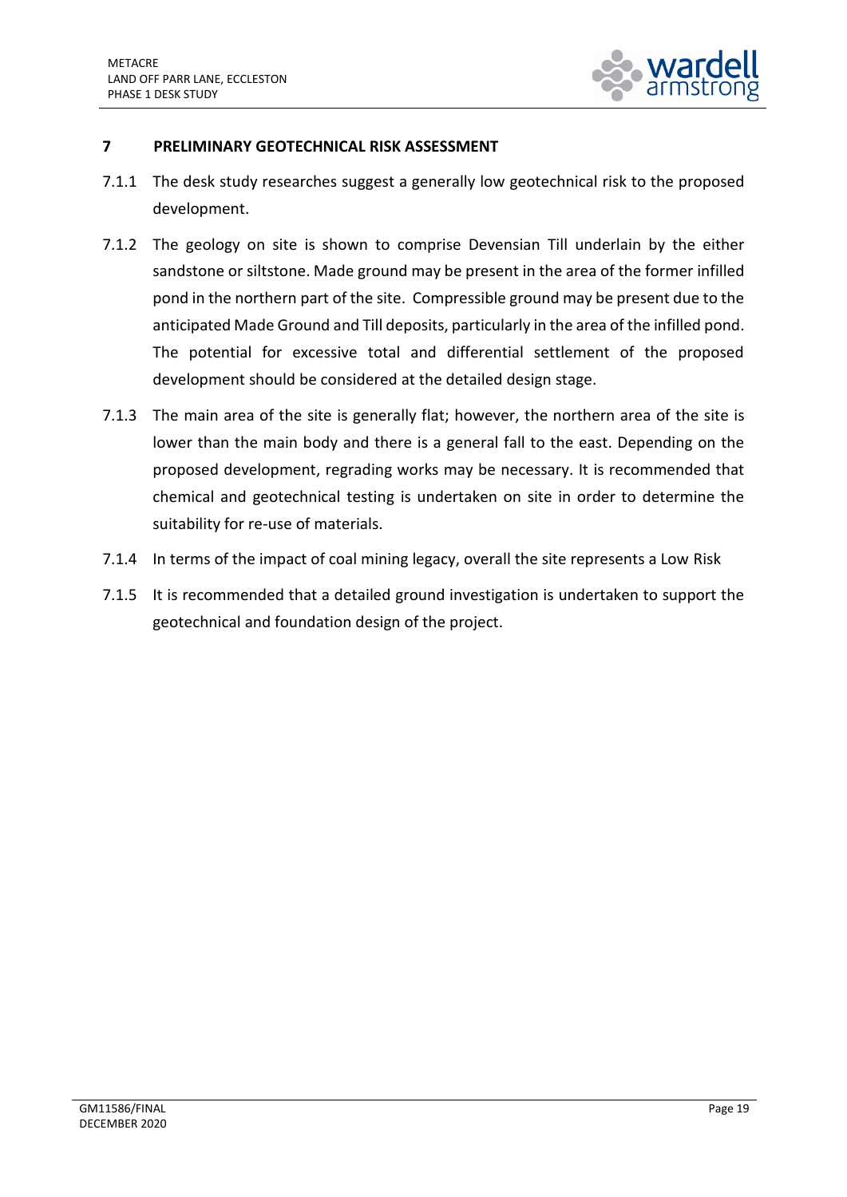## 7 PRELIMINARY GEOTECHNICAL RISK ASSESSMENT

7.1.1 The desk study researches suggest a generally low geotechnical risk to the proposed development.

7.1.2 The geology on site is shown to comprise Devensian Till underlain by the either sandstone or siltstone. Made ground may be present in the area of the former infilled pond in the northern part of the site. Compressible ground may be present due to the anticipated Made Ground and Till deposits, particularly in the area of the infilled pond. The potential for excessive total and differential settlement of the proposed development should be considered at the detailed design stage.

7.1.3 The main area of the site is generally flat; however, the northern area of the site is lower than the main body and there is a general fall to the east. Depending on the proposed development, regrading works may be necessary. It is recommended that chemical and geotechnical testing is undertaken on site in order to determine the suitability for re-use of materials.

7.1.4 In terms of the impact of coal mining legacy, overall the site represents a Low Risk

7.1.5 It is recommended that a detailed ground investigation is undertaken to support the geotechnical and foundation design of the project.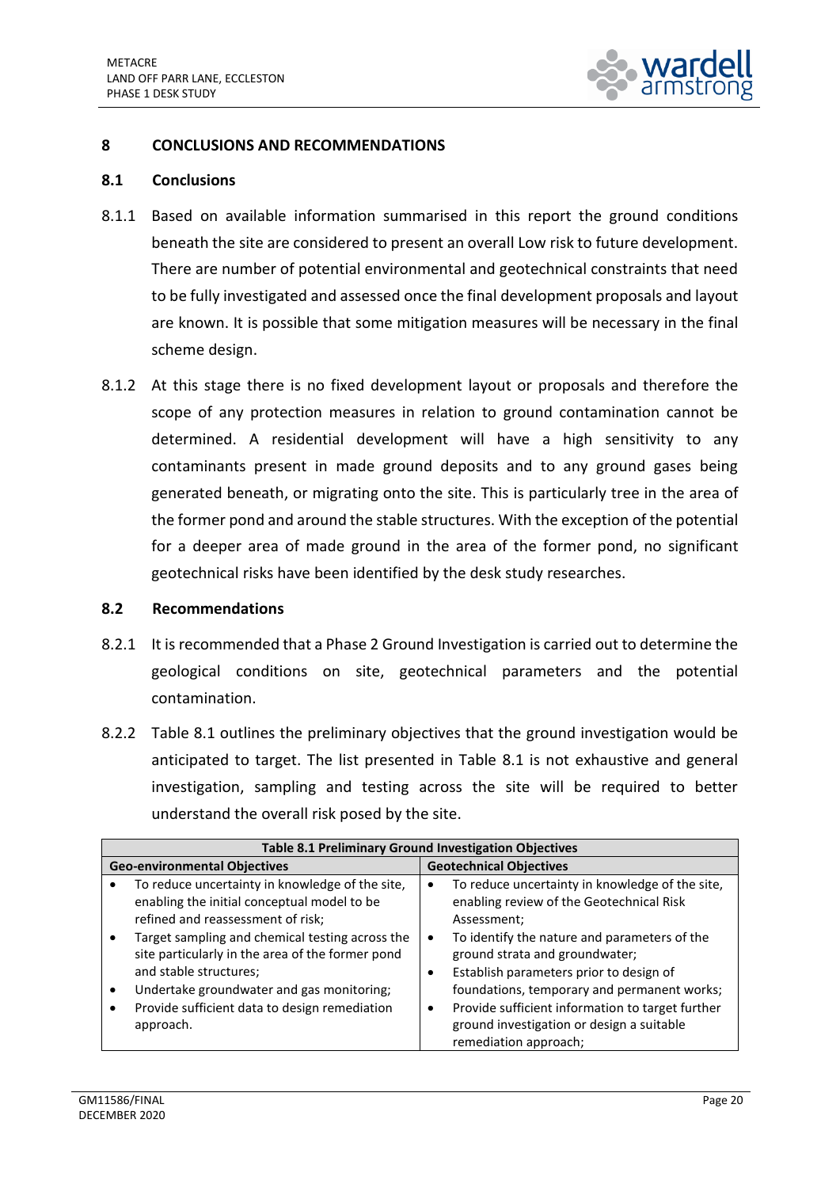## 8 CONCLUSIONS AND RECOMMENDATIONS

### 8.1 Conclusions

8.1.1 Based on available information summarised in this report the ground conditions beneath the site are considered to present an overall Low risk to future development. There are number of potential environmental and geotechnical constraints that need to be fully investigated and assessed once the final development proposals and layout are known. It is possible that some mitigation measures will be necessary in the final scheme design.

8.1.2 At this stage there is no fixed development layout or proposals and therefore the scope of any protection measures in relation to ground contamination cannot be determined. A residential development will have a high sensitivity to any contaminants present in made ground deposits and to any ground gases being generated beneath, or migrating onto the site. This is particularly tree in the area of the former pond and around the stable structures. With the exception of the potential for a deeper area of made ground in the area of the former pond, no significant geotechnical risks have been identified by the desk study researches.

### 8.2 Recommendations

8.2.1 It is recommended that a Phase 2 Ground Investigation is carried out to determine the geological conditions on site, geotechnical parameters and the potential contamination.

8.2.2 Table 8.1 outlines the preliminary objectives that the ground investigation would be anticipated to target. The list presented in Table 8.1 is not exhaustive and general investigation, sampling and testing across the site will be required to better understand the overall risk posed by the site.

| Table 8.1 Preliminary Ground Investigation Objectives | |
|---|---|
| **Geo-environmental Objectives** | **Geotechnical Objectives** |
| • To reduce uncertainty in knowledge of the site, enabling the initial conceptual model to be refined and reassessment of risk;<br>• Target sampling and chemical testing across the site particularly in the area of the former pond and stable structures;<br>• Undertake groundwater and gas monitoring;<br>• Provide sufficient data to design remediation approach. | • To reduce uncertainty in knowledge of the site, enabling review of the Geotechnical Risk Assessment;<br>• To identify the nature and parameters of the ground strata and groundwater;<br>• Establish parameters prior to design of foundations, temporary and permanent works;<br>• Provide sufficient information to target further ground investigation or design a suitable remediation approach; |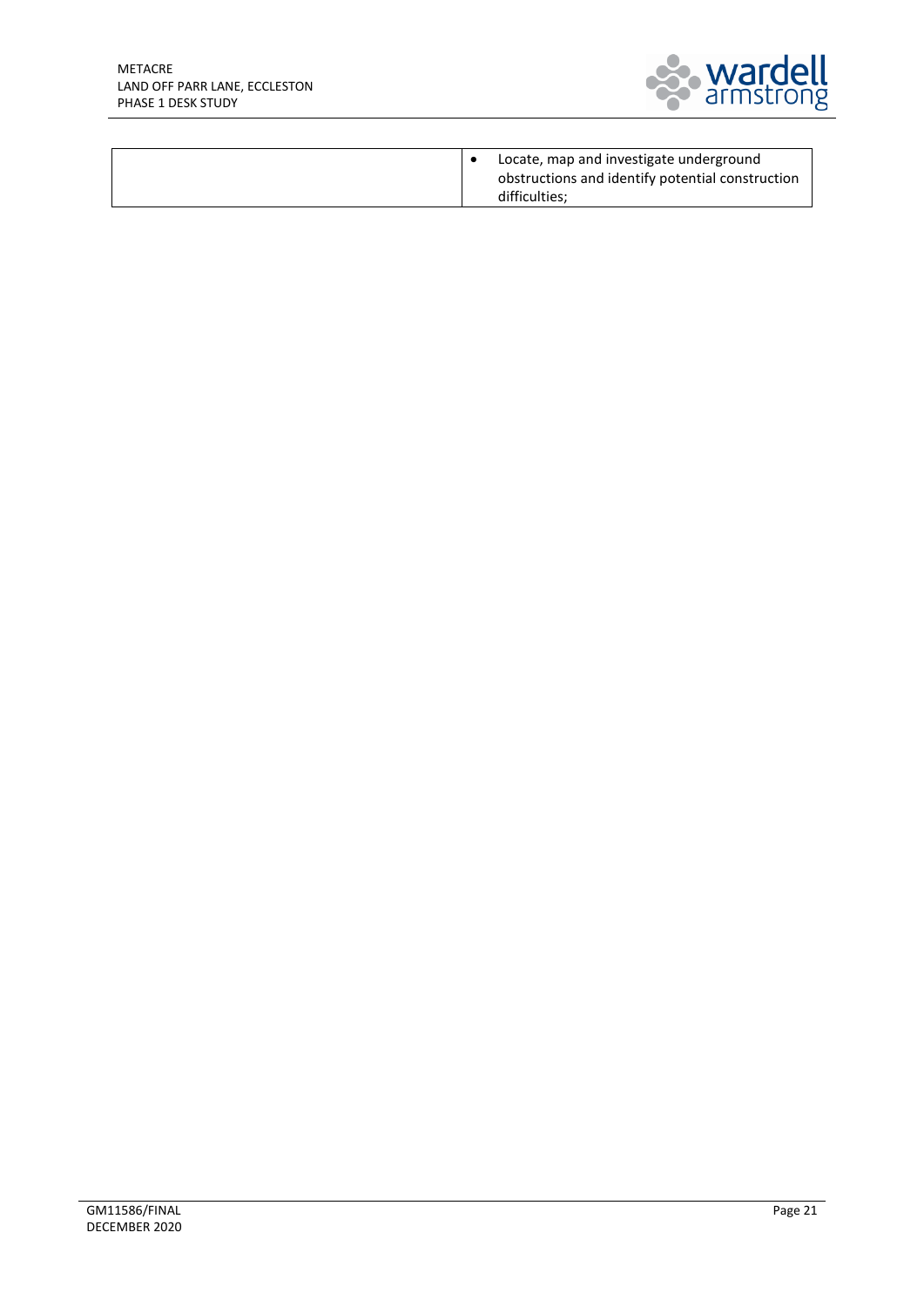| | |
|---|---|
| | • Locate, map and investigate underground obstructions and identify potential construction difficulties; |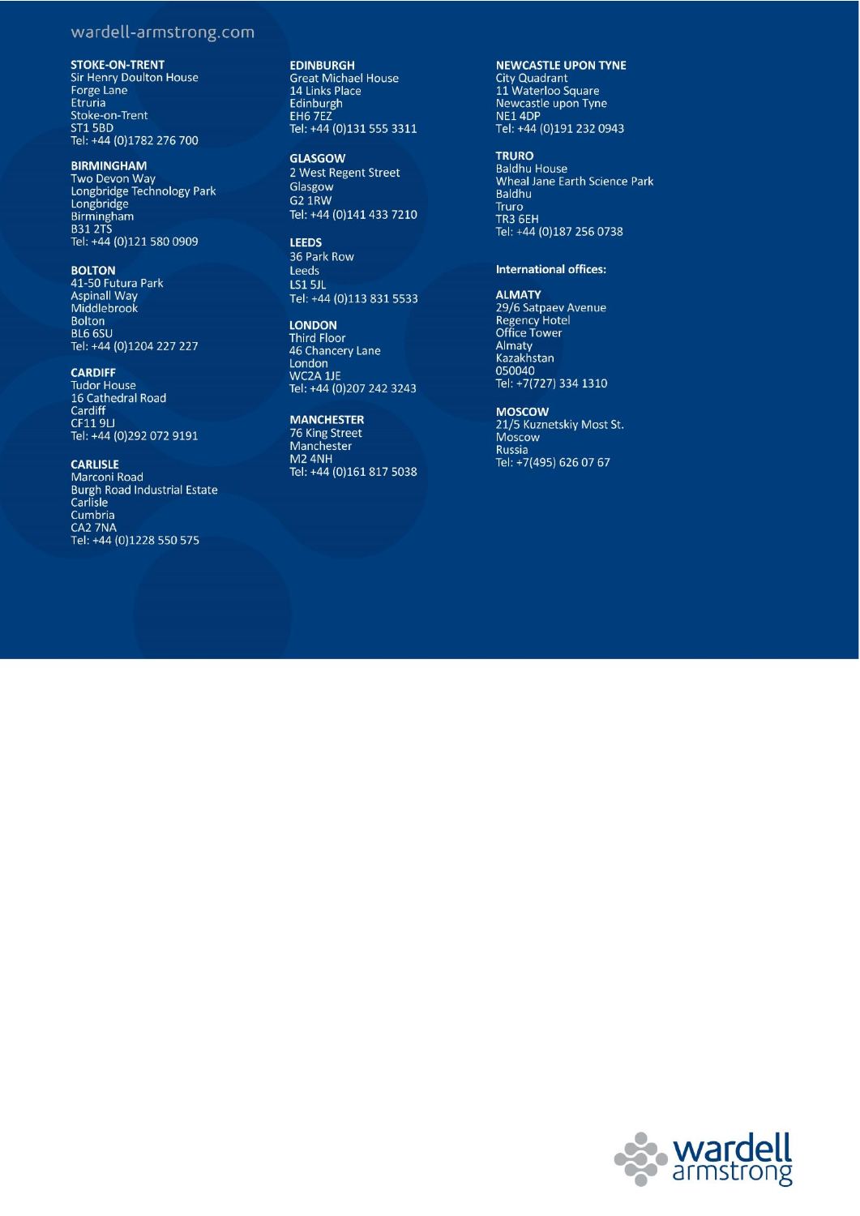wardell-armstrong.com

**STOKE-ON-TRENT**
Sir Henry Doulton House
Forge Lane
Etruria
Stoke-on-Trent
ST1 5BD
Tel: +44 (0)1782 276 700

**BIRMINGHAM**
Two Devon Way
Longbridge Technology Park
Longbridge
Birmingham
B31 2TS
Tel: +44 (0)121 580 0909

**BOLTON**
41-50 Futura Park
Aspinall Way
Middlebrook
Bolton
BL6 6SU
Tel: +44 (0)1204 227 227

**CARDIFF**
Tudor House
16 Cathedral Road
Cardiff
CF11 9LJ
Tel: +44 (0)292 072 9191

**CARLISLE**
Marconi Road
Burgh Road Industrial Estate
Carlisle
Cumbria
CA2 7NA
Tel: +44 (0)1228 550 575

**EDINBURGH**
Great Michael House
14 Links Place
Edinburgh
EH6 7EZ
Tel: +44 (0)131 555 3311

**GLASGOW**
2 West Regent Street
Glasgow
G2 1RW
Tel: +44 (0)141 433 7210

**LEEDS**
36 Park Row
Leeds
LS1 5JL
Tel: +44 (0)113 831 5533

**LONDON**
Third Floor
46 Chancery Lane
London
WC2A 1JE
Tel: +44 (0)207 242 3243

**MANCHESTER**
76 King Street
Manchester
M2 4NH
Tel: +44 (0)161 817 5038

**NEWCASTLE UPON TYNE**
City Quadrant
11 Waterloo Square
Newcastle upon Tyne
NE1 4DP
Tel: +44 (0)191 232 0943

**TRURO**
Baldhu House
Wheal Jane Earth Science Park
Baldhu
Truro
TR3 6EH
Tel: +44 (0)187 256 0738

**International offices:**

**ALMATY**
29/6 Satpaev Avenue
Regency Hotel
Office Tower
Almaty
Kazakhstan
050040
Tel: +7(727) 334 1310

**MOSCOW**
21/5 Kuznetskiy Most St.
Moscow
Russia
Tel: +7(495) 626 07 67

wardell armstrong